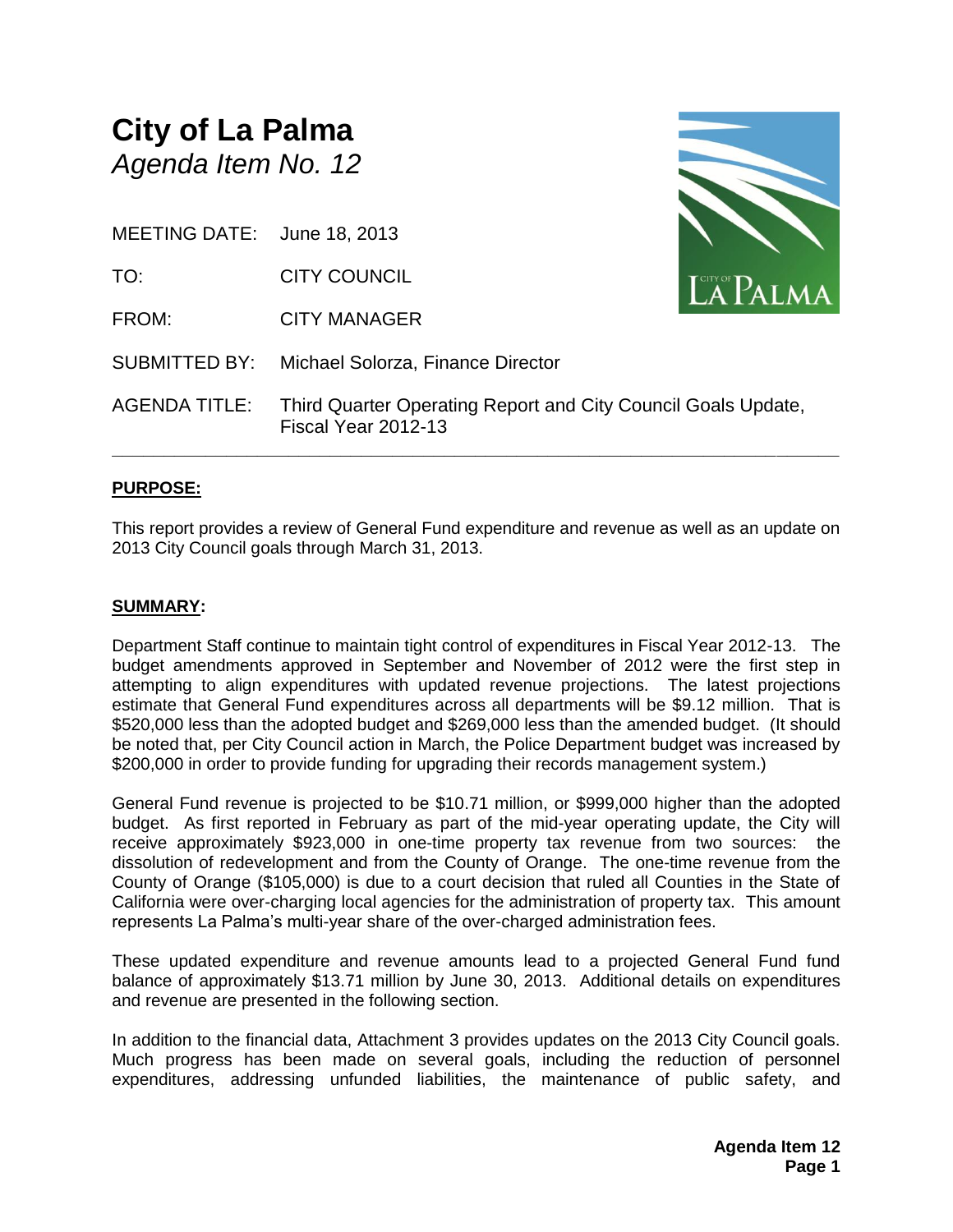# City of La Palma

*Agenda Item No. 12*

MEETING DATE: June 18, 2013

TO: CITY COUNCIL

FROM: CITY MANAGER

SUBMITTED BY: Michael Solorza, Finance Director

AGENDA TITLE: Third Quarter Operating Report and City Council Goals Update, Fiscal Year 2012-13

---

## PURPOSE:

This report provides a review of General Fund expenditure and revenue as well as an update on 2013 City Council goals through March 31, 2013.

## SUMMARY:

Department Staff continue to maintain tight control of expenditures in Fiscal Year 2012-13. The budget amendments approved in September and November of 2012 were the first step in attempting to align expenditures with updated revenue projections. The latest projections estimate that General Fund expenditures across all departments will be $9.12 million. That is $520,000 less than the adopted budget and $269,000 less than the amended budget. (It should be noted that, per City Council action in March, the Police Department budget was increased by $200,000 in order to provide funding for upgrading their records management system.)

General Fund revenue is projected to be $10.71 million, or $999,000 higher than the adopted budget. As first reported in February as part of the mid-year operating update, the City will receive approximately $923,000 in one-time property tax revenue from two sources: the dissolution of redevelopment and from the County of Orange. The one-time revenue from the County of Orange ($105,000) is due to a court decision that ruled all Counties in the State of California were over-charging local agencies for the administration of property tax. This amount represents La Palma's multi-year share of the over-charged administration fees.

These updated expenditure and revenue amounts lead to a projected General Fund fund balance of approximately $13.71 million by June 30, 2013. Additional details on expenditures and revenue are presented in the following section.

In addition to the financial data, Attachment 3 provides updates on the 2013 City Council goals. Much progress has been made on several goals, including the reduction of personnel expenditures, addressing unfunded liabilities, the maintenance of public safety, and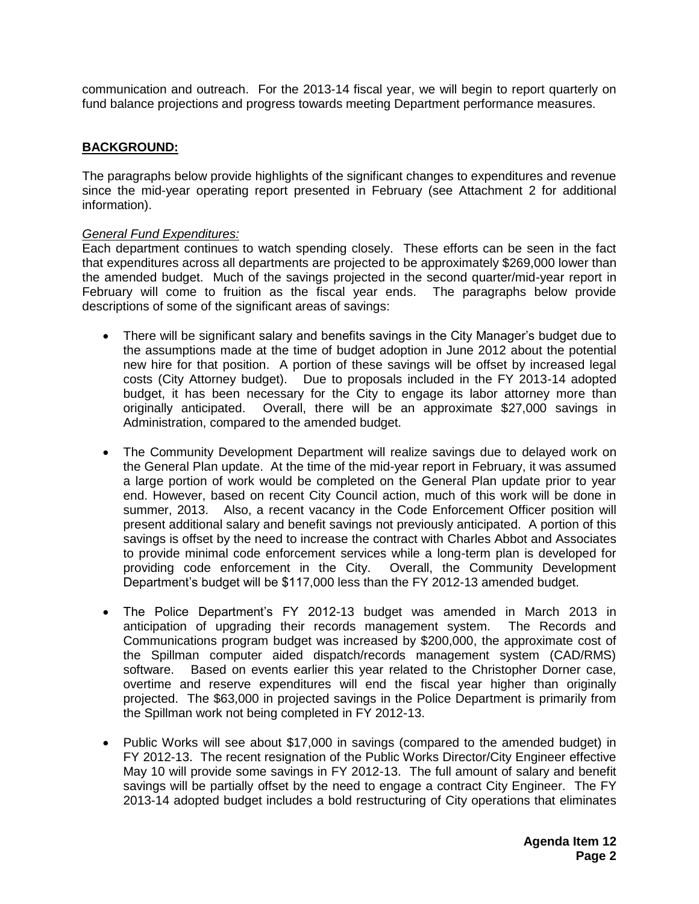communication and outreach. For the 2013-14 fiscal year, we will begin to report quarterly on fund balance projections and progress towards meeting Department performance measures.

## BACKGROUND:

The paragraphs below provide highlights of the significant changes to expenditures and revenue since the mid-year operating report presented in February (see Attachment 2 for additional information).

*General Fund Expenditures:*

Each department continues to watch spending closely. These efforts can be seen in the fact that expenditures across all departments are projected to be approximately $269,000 lower than the amended budget. Much of the savings projected in the second quarter/mid-year report in February will come to fruition as the fiscal year ends. The paragraphs below provide descriptions of some of the significant areas of savings:

- There will be significant salary and benefits savings in the City Manager's budget due to the assumptions made at the time of budget adoption in June 2012 about the potential new hire for that position. A portion of these savings will be offset by increased legal costs (City Attorney budget). Due to proposals included in the FY 2013-14 adopted budget, it has been necessary for the City to engage its labor attorney more than originally anticipated. Overall, there will be an approximate $27,000 savings in Administration, compared to the amended budget.
- The Community Development Department will realize savings due to delayed work on the General Plan update. At the time of the mid-year report in February, it was assumed a large portion of work would be completed on the General Plan update prior to year end. However, based on recent City Council action, much of this work will be done in summer, 2013. Also, a recent vacancy in the Code Enforcement Officer position will present additional salary and benefit savings not previously anticipated. A portion of this savings is offset by the need to increase the contract with Charles Abbot and Associates to provide minimal code enforcement services while a long-term plan is developed for providing code enforcement in the City. Overall, the Community Development Department's budget will be $117,000 less than the FY 2012-13 amended budget.
- The Police Department's FY 2012-13 budget was amended in March 2013 in anticipation of upgrading their records management system. The Records and Communications program budget was increased by $200,000, the approximate cost of the Spillman computer aided dispatch/records management system (CAD/RMS) software. Based on events earlier this year related to the Christopher Dorner case, overtime and reserve expenditures will end the fiscal year higher than originally projected. The $63,000 in projected savings in the Police Department is primarily from the Spillman work not being completed in FY 2012-13.
- Public Works will see about $17,000 in savings (compared to the amended budget) in FY 2012-13. The recent resignation of the Public Works Director/City Engineer effective May 10 will provide some savings in FY 2012-13. The full amount of salary and benefit savings will be partially offset by the need to engage a contract City Engineer. The FY 2013-14 adopted budget includes a bold restructuring of City operations that eliminates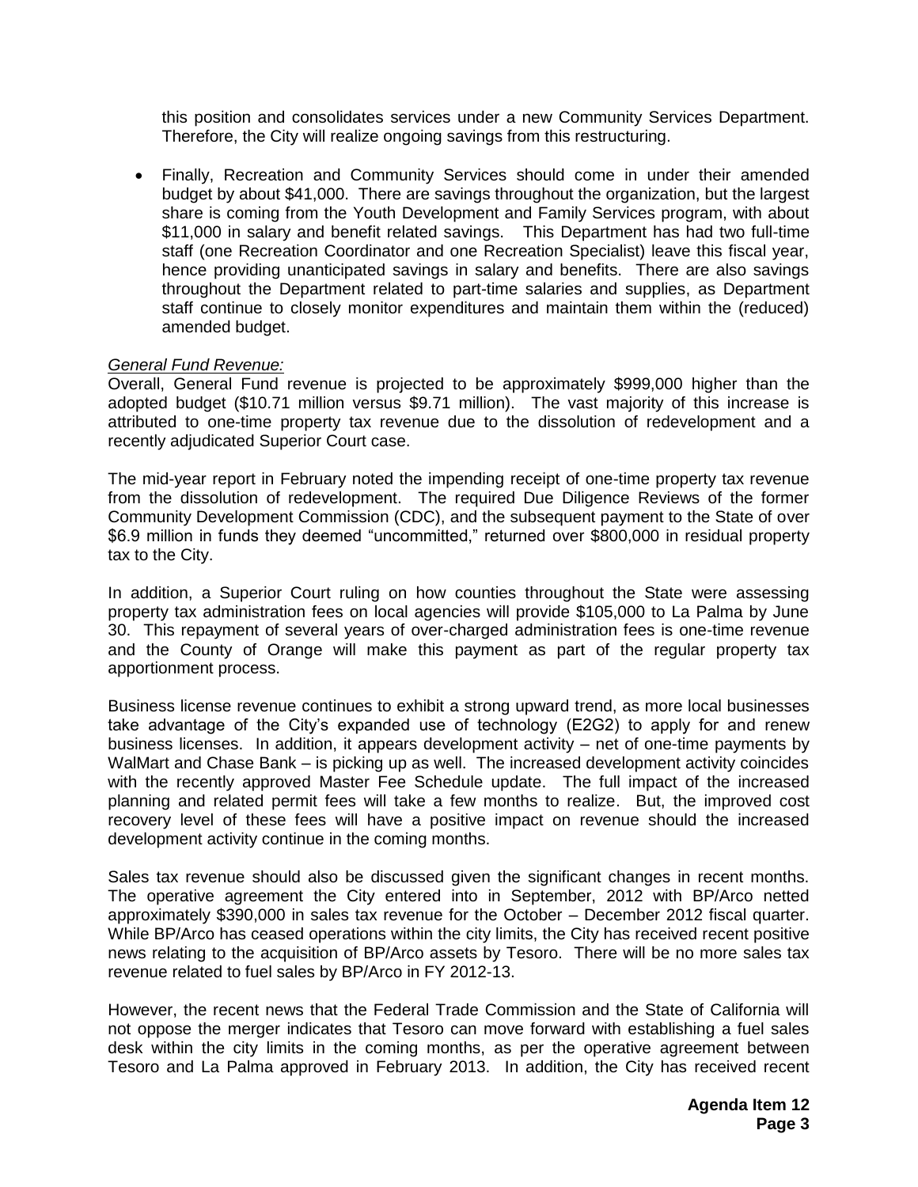this position and consolidates services under a new Community Services Department. Therefore, the City will realize ongoing savings from this restructuring.

- Finally, Recreation and Community Services should come in under their amended budget by about $41,000. There are savings throughout the organization, but the largest share is coming from the Youth Development and Family Services program, with about $11,000 in salary and benefit related savings. This Department has had two full-time staff (one Recreation Coordinator and one Recreation Specialist) leave this fiscal year, hence providing unanticipated savings in salary and benefits. There are also savings throughout the Department related to part-time salaries and supplies, as Department staff continue to closely monitor expenditures and maintain them within the (reduced) amended budget.

*General Fund Revenue:*

Overall, General Fund revenue is projected to be approximately $999,000 higher than the adopted budget ($10.71 million versus $9.71 million). The vast majority of this increase is attributed to one-time property tax revenue due to the dissolution of redevelopment and a recently adjudicated Superior Court case.

The mid-year report in February noted the impending receipt of one-time property tax revenue from the dissolution of redevelopment. The required Due Diligence Reviews of the former Community Development Commission (CDC), and the subsequent payment to the State of over $6.9 million in funds they deemed "uncommitted," returned over $800,000 in residual property tax to the City.

In addition, a Superior Court ruling on how counties throughout the State were assessing property tax administration fees on local agencies will provide $105,000 to La Palma by June 30. This repayment of several years of over-charged administration fees is one-time revenue and the County of Orange will make this payment as part of the regular property tax apportionment process.

Business license revenue continues to exhibit a strong upward trend, as more local businesses take advantage of the City's expanded use of technology (E2G2) to apply for and renew business licenses. In addition, it appears development activity – net of one-time payments by WalMart and Chase Bank – is picking up as well. The increased development activity coincides with the recently approved Master Fee Schedule update. The full impact of the increased planning and related permit fees will take a few months to realize. But, the improved cost recovery level of these fees will have a positive impact on revenue should the increased development activity continue in the coming months.

Sales tax revenue should also be discussed given the significant changes in recent months. The operative agreement the City entered into in September, 2012 with BP/Arco netted approximately $390,000 in sales tax revenue for the October – December 2012 fiscal quarter. While BP/Arco has ceased operations within the city limits, the City has received recent positive news relating to the acquisition of BP/Arco assets by Tesoro. There will be no more sales tax revenue related to fuel sales by BP/Arco in FY 2012-13.

However, the recent news that the Federal Trade Commission and the State of California will not oppose the merger indicates that Tesoro can move forward with establishing a fuel sales desk within the city limits in the coming months, as per the operative agreement between Tesoro and La Palma approved in February 2013. In addition, the City has received recent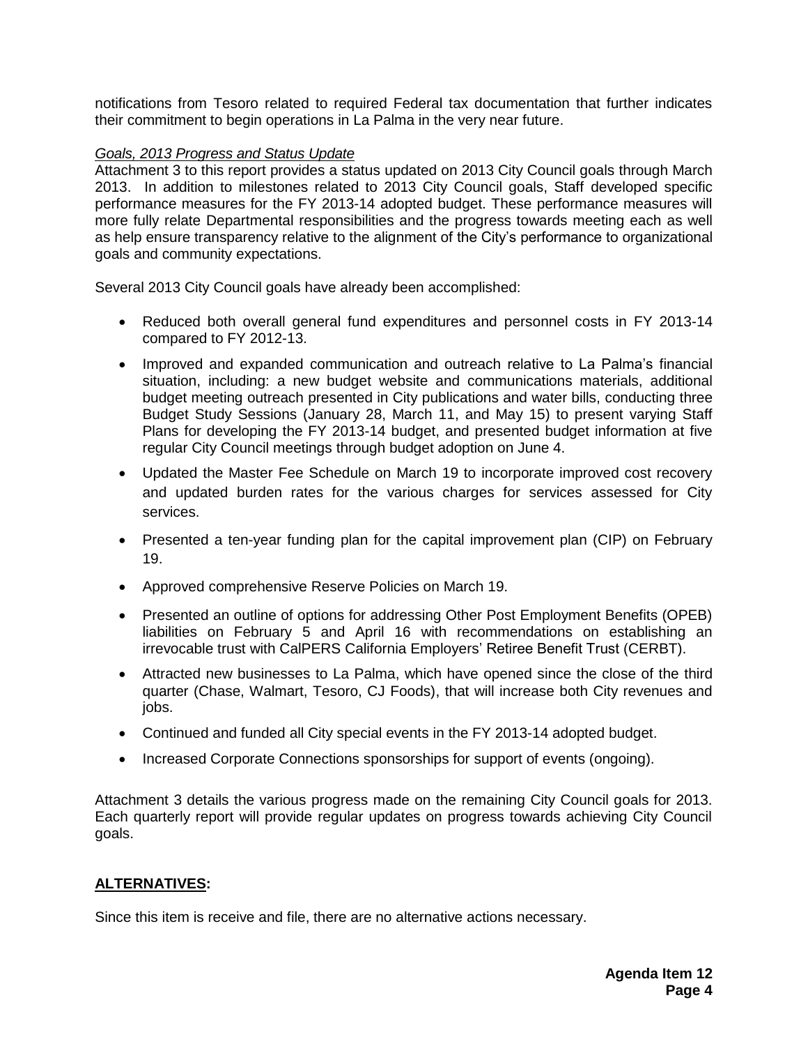notifications from Tesoro related to required Federal tax documentation that further indicates their commitment to begin operations in La Palma in the very near future.

*Goals, 2013 Progress and Status Update*

Attachment 3 to this report provides a status updated on 2013 City Council goals through March 2013. In addition to milestones related to 2013 City Council goals, Staff developed specific performance measures for the FY 2013-14 adopted budget. These performance measures will more fully relate Departmental responsibilities and the progress towards meeting each as well as help ensure transparency relative to the alignment of the City's performance to organizational goals and community expectations.

Several 2013 City Council goals have already been accomplished:

- Reduced both overall general fund expenditures and personnel costs in FY 2013-14 compared to FY 2012-13.
- Improved and expanded communication and outreach relative to La Palma's financial situation, including: a new budget website and communications materials, additional budget meeting outreach presented in City publications and water bills, conducting three Budget Study Sessions (January 28, March 11, and May 15) to present varying Staff Plans for developing the FY 2013-14 budget, and presented budget information at five regular City Council meetings through budget adoption on June 4.
- Updated the Master Fee Schedule on March 19 to incorporate improved cost recovery and updated burden rates for the various charges for services assessed for City services.
- Presented a ten-year funding plan for the capital improvement plan (CIP) on February 19.
- Approved comprehensive Reserve Policies on March 19.
- Presented an outline of options for addressing Other Post Employment Benefits (OPEB) liabilities on February 5 and April 16 with recommendations on establishing an irrevocable trust with CalPERS California Employers' Retiree Benefit Trust (CERBT).
- Attracted new businesses to La Palma, which have opened since the close of the third quarter (Chase, Walmart, Tesoro, CJ Foods), that will increase both City revenues and jobs.
- Continued and funded all City special events in the FY 2013-14 adopted budget.
- Increased Corporate Connections sponsorships for support of events (ongoing).

Attachment 3 details the various progress made on the remaining City Council goals for 2013. Each quarterly report will provide regular updates on progress towards achieving City Council goals.

## ALTERNATIVES:

Since this item is receive and file, there are no alternative actions necessary.

**Agenda Item 12**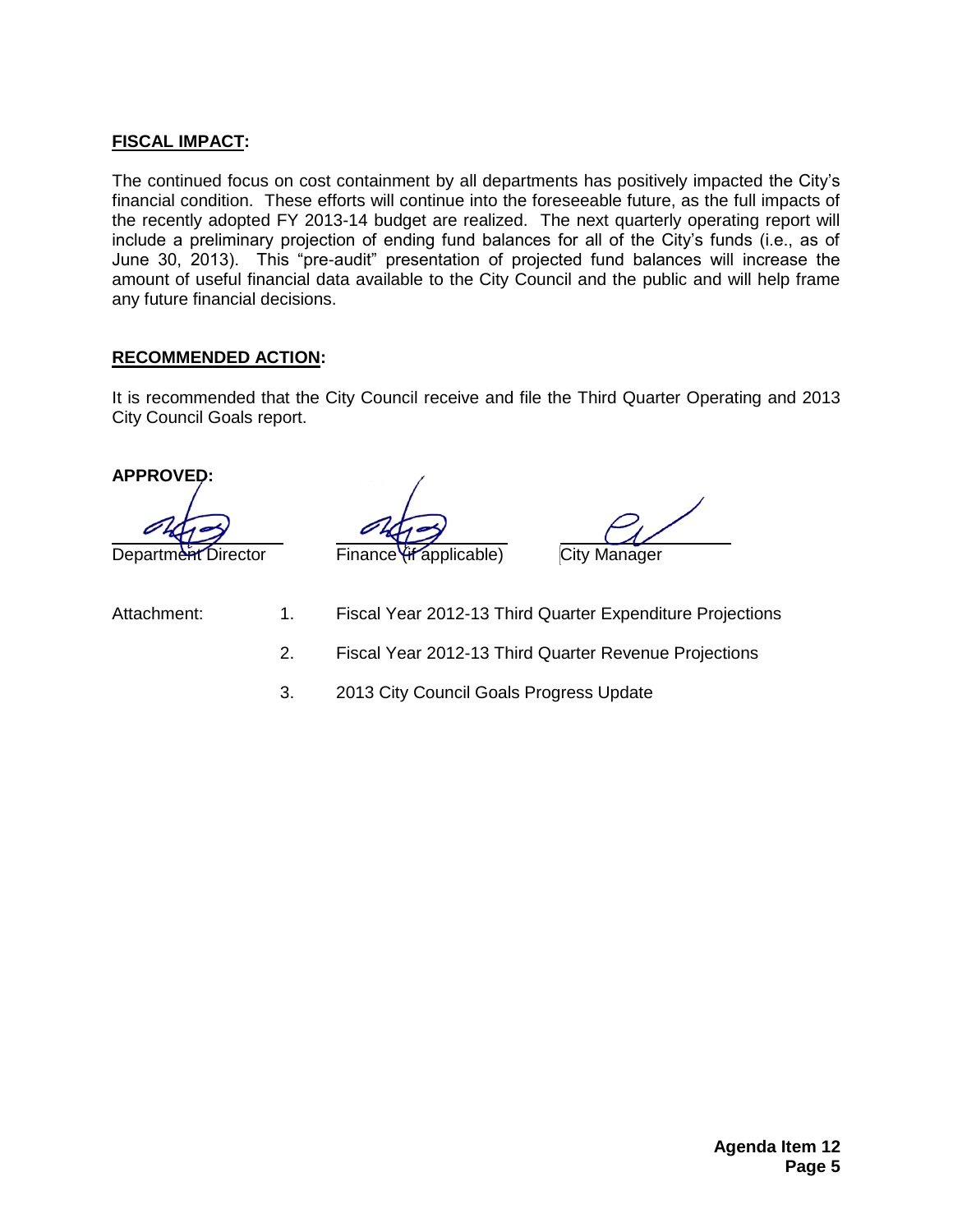**FISCAL IMPACT:**

The continued focus on cost containment by all departments has positively impacted the City's financial condition. These efforts will continue into the foreseeable future, as the full impacts of the recently adopted FY 2013-14 budget are realized. The next quarterly operating report will include a preliminary projection of ending fund balances for all of the City's funds (i.e., as of June 30, 2013). This "pre-audit" presentation of projected fund balances will increase the amount of useful financial data available to the City Council and the public and will help frame any future financial decisions.

**RECOMMENDED ACTION:**

It is recommended that the City Council receive and file the Third Quarter Operating and 2013 City Council Goals report.

**APPROVED:**

Department Director    Finance (if applicable)    City Manager

Attachment:

1. Fiscal Year 2012-13 Third Quarter Expenditure Projections
2. Fiscal Year 2012-13 Third Quarter Revenue Projections
3. 2013 City Council Goals Progress Update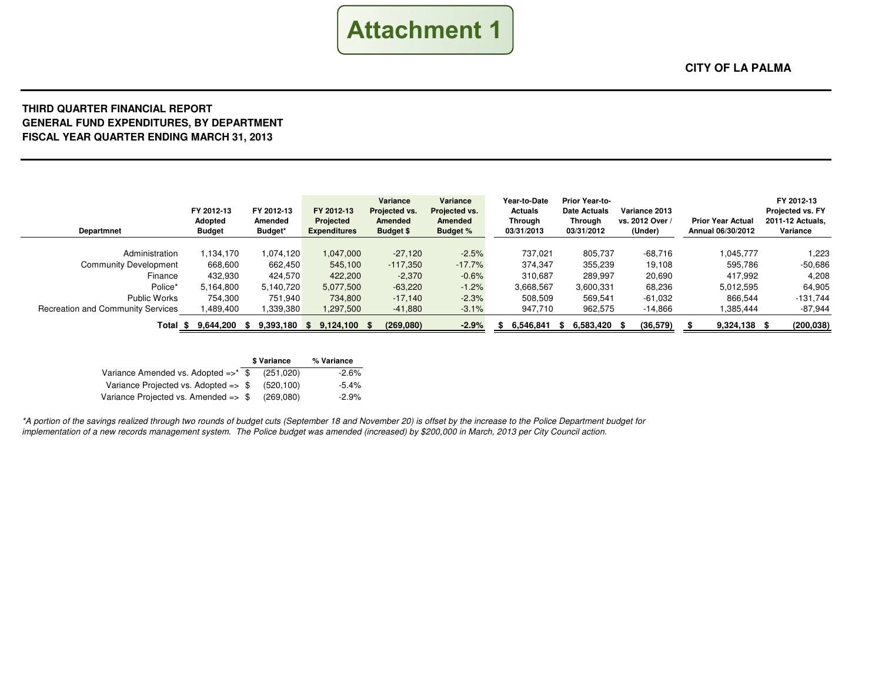# Attachment 1

**CITY OF LA PALMA**

**THIRD QUARTER FINANCIAL REPORT**
**GENERAL FUND EXPENDITURES, BY DEPARTMENT**
**FISCAL YEAR QUARTER ENDING MARCH 31, 2013**

| Departmnet | FY 2012-13 Adopted Budget | FY 2012-13 Amended Budget* | FY 2012-13 Projected Expenditures | Variance Projected vs. Amended Budget $ | Variance Projected vs. Amended Budget % | Year-to-Date Actuals Through 03/31/2013 | Prior Year-to-Date Actuals Through 03/31/2012 | Variance 2013 vs. 2012 Over / (Under) | Prior Year Actual Annual 06/30/2012 | FY 2012-13 Projected vs. FY 2011-12 Actuals, Variance |
|---|---|---|---|---|---|---|---|---|---|---|
| Administration | 1,134,170 | 1,074,120 | 1,047,000 | -27,120 | -2.5% | 737,021 | 805,737 | -68,716 | 1,045,777 | 1,223 |
| Community Development | 668,600 | 662,450 | 545,100 | -117,350 | -17.7% | 374,347 | 355,239 | 19,108 | 595,786 | -50,686 |
| Finance | 432,930 | 424,570 | 422,200 | -2,370 | -0.6% | 310,687 | 289,997 | 20,690 | 417,992 | 4,208 |
| Police* | 5,164,800 | 5,140,720 | 5,077,500 | -63,220 | -1.2% | 3,668,567 | 3,600,331 | 68,236 | 5,012,595 | 64,905 |
| Public Works | 754,300 | 751,940 | 734,800 | -17,140 | -2.3% | 508,509 | 569,541 | -61,032 | 866,544 | -131,744 |
| Recreation and Community Services | 1,489,400 | 1,339,380 | 1,297,500 | -41,880 | -3.1% | 947,710 | 962,575 | -14,866 | 1,385,444 | -87,944 |
| **Total** | **$ 9,644,200** | **$ 9,393,180** | **$ 9,124,100** | **$ (269,080)** | **-2.9%** | **$ 6,546,841** | **$ 6,583,420** | **$ (36,579)** | **$ 9,324,138** | **$ (200,038)** |

| | $ Variance | % Variance |
|---|---|---|
| Variance Amended vs. Adopted =>* | $ (251,020) | -2.6% |
| Variance Projected vs. Adopted => | $ (520,100) | -5.4% |
| Variance Projected vs. Amended => | $ (269,080) | -2.9% |

*\*A portion of the savings realized through two rounds of budget cuts (September 18 and November 20) is offset by the increase to the Police Department budget for implementation of a new records management system. The Police budget was amended (increased) by $200,000 in March, 2013 per City Council action.*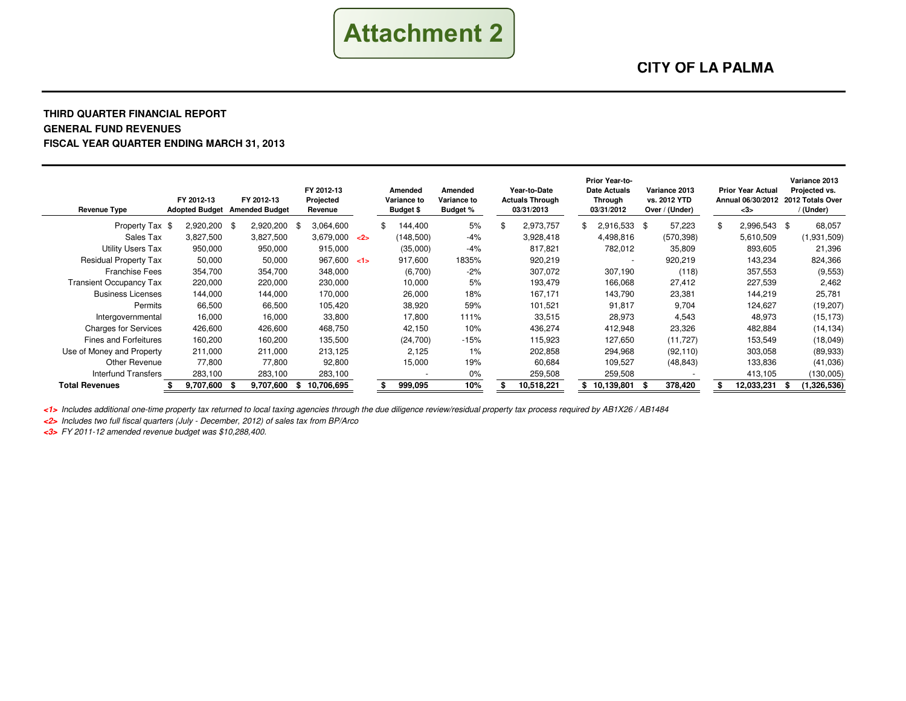# Attachment 2

## CITY OF LA PALMA

### THIRD QUARTER FINANCIAL REPORT
### GENERAL FUND REVENUES
### FISCAL YEAR QUARTER ENDING MARCH 31, 2013

| Revenue Type | FY 2012-13 Adopted Budget | FY 2012-13 Amended Budget | FY 2012-13 Projected Revenue | | Amended Variance to Budget $ | Amended Variance to Budget % | Year-to-Date Actuals Through 03/31/2013 | Prior Year-to-Date Actuals Through 03/31/2012 | Variance 2013 vs. 2012 YTD Over / (Under) | Prior Year Actual Annual 06/30/2012 <3> | Variance 2013 Projected vs. 2012 Totals Over / (Under) |
|---|---|---|---|---|---|---|---|---|---|---|---|
| Property Tax | $ 2,920,200 | $ 2,920,200 | $ 3,064,600 | | $ 144,400 | 5% | $ 2,973,757 | $ 2,916,533 | $ 57,223 | $ 2,996,543 | $ 68,057 |
| Sales Tax | 3,827,500 | 3,827,500 | 3,679,000 | <2> | (148,500) | -4% | 3,928,418 | 4,498,816 | (570,398) | 5,610,509 | (1,931,509) |
| Utility Users Tax | 950,000 | 950,000 | 915,000 | | (35,000) | -4% | 817,821 | 782,012 | 35,809 | 893,605 | 21,396 |
| Residual Property Tax | 50,000 | 50,000 | 967,600 | <1> | 917,600 | 1835% | 920,219 | - | 920,219 | 143,234 | 824,366 |
| Franchise Fees | 354,700 | 354,700 | 348,000 | | (6,700) | -2% | 307,072 | 307,190 | (118) | 357,553 | (9,553) |
| Transient Occupancy Tax | 220,000 | 220,000 | 230,000 | | 10,000 | 5% | 193,479 | 166,068 | 27,412 | 227,539 | 2,462 |
| Business Licenses | 144,000 | 144,000 | 170,000 | | 26,000 | 18% | 167,171 | 143,790 | 23,381 | 144,219 | 25,781 |
| Permits | 66,500 | 66,500 | 105,420 | | 38,920 | 59% | 101,521 | 91,817 | 9,704 | 124,627 | (19,207) |
| Intergovernmental | 16,000 | 16,000 | 33,800 | | 17,800 | 111% | 33,515 | 28,973 | 4,543 | 48,973 | (15,173) |
| Charges for Services | 426,600 | 426,600 | 468,750 | | 42,150 | 10% | 436,274 | 412,948 | 23,326 | 482,884 | (14,134) |
| Fines and Forfeitures | 160,200 | 160,200 | 135,500 | | (24,700) | -15% | 115,923 | 127,650 | (11,727) | 153,549 | (18,049) |
| Use of Money and Property | 211,000 | 211,000 | 213,125 | | 2,125 | 1% | 202,858 | 294,968 | (92,110) | 303,058 | (89,933) |
| Other Revenue | 77,800 | 77,800 | 92,800 | | 15,000 | 19% | 60,684 | 109,527 | (48,843) | 133,836 | (41,036) |
| Interfund Transfers | 283,100 | 283,100 | 283,100 | | - | 0% | 259,508 | 259,508 | - | 413,105 | (130,005) |
| **Total Revenues** | **$ 9,707,600** | **$ 9,707,600** | **$ 10,706,695** | | **$ 999,095** | **10%** | **$ 10,518,221** | **$ 10,139,801** | **$ 378,420** | **$ 12,033,231** | **$ (1,326,536)** |

*<1> Includes additional one-time property tax returned to local taxing agencies through the due diligence review/residual property tax process required by AB1X26 / AB1484*

*<2> Includes two full fiscal quarters (July - December, 2012) of sales tax from BP/Arco*

*<3> FY 2011-12 amended revenue budget was $10,288,400.*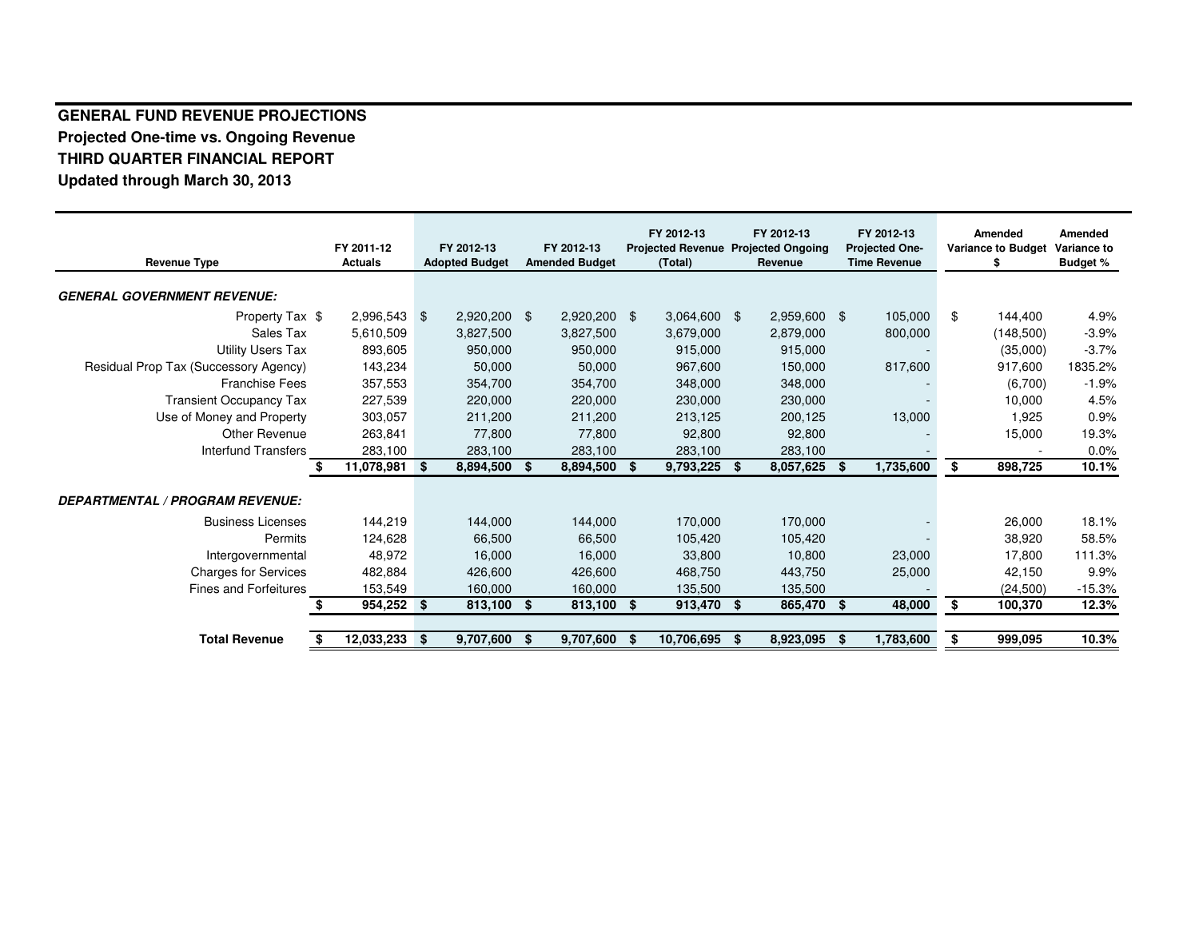## GENERAL FUND REVENUE PROJECTIONS
### Projected One-time vs. Ongoing Revenue
### THIRD QUARTER FINANCIAL REPORT
### Updated through March 30, 2013

| Revenue Type | FY 2011-12 Actuals | FY 2012-13 Adopted Budget | FY 2012-13 Amended Budget | FY 2012-13 Projected Revenue (Total) | FY 2012-13 Projected Ongoing Revenue | FY 2012-13 Projected One-Time Revenue | Amended Variance to Budget $ | Amended Variance to Budget % |
|---|---|---|---|---|---|---|---|---|
| ***GENERAL GOVERNMENT REVENUE:*** | | | | | | | | |
| Property Tax | $ 2,996,543 | $ 2,920,200 | $ 2,920,200 | $ 3,064,600 | $ 2,959,600 | $ 105,000 | $ 144,400 | 4.9% |
| Sales Tax | 5,610,509 | 3,827,500 | 3,827,500 | 3,679,000 | 2,879,000 | 800,000 | (148,500) | -3.9% |
| Utility Users Tax | 893,605 | 950,000 | 950,000 | 915,000 | 915,000 | - | (35,000) | -3.7% |
| Residual Prop Tax (Successory Agency) | 143,234 | 50,000 | 50,000 | 967,600 | 150,000 | 817,600 | 917,600 | 1835.2% |
| Franchise Fees | 357,553 | 354,700 | 354,700 | 348,000 | 348,000 | - | (6,700) | -1.9% |
| Transient Occupancy Tax | 227,539 | 220,000 | 220,000 | 230,000 | 230,000 | - | 10,000 | 4.5% |
| Use of Money and Property | 303,057 | 211,200 | 211,200 | 213,125 | 200,125 | 13,000 | 1,925 | 0.9% |
| Other Revenue | 263,841 | 77,800 | 77,800 | 92,800 | 92,800 | - | 15,000 | 19.3% |
| Interfund Transfers | 283,100 | 283,100 | 283,100 | 283,100 | 283,100 | - | - | 0.0% |
| | **$ 11,078,981** | **$ 8,894,500** | **$ 8,894,500** | **$ 9,793,225** | **$ 8,057,625** | **$ 1,735,600** | **$ 898,725** | **10.1%** |
| ***DEPARTMENTAL / PROGRAM REVENUE:*** | | | | | | | | |
| Business Licenses | 144,219 | 144,000 | 144,000 | 170,000 | 170,000 | - | 26,000 | 18.1% |
| Permits | 124,628 | 66,500 | 66,500 | 105,420 | 105,420 | - | 38,920 | 58.5% |
| Intergovernmental | 48,972 | 16,000 | 16,000 | 33,800 | 10,800 | 23,000 | 17,800 | 111.3% |
| Charges for Services | 482,884 | 426,600 | 426,600 | 468,750 | 443,750 | 25,000 | 42,150 | 9.9% |
| Fines and Forfeitures | 153,549 | 160,000 | 160,000 | 135,500 | 135,500 | - | (24,500) | -15.3% |
| | **$ 954,252** | **$ 813,100** | **$ 813,100** | **$ 913,470** | **$ 865,470** | **$ 48,000** | **$ 100,370** | **12.3%** |
| **Total Revenue** | **$ 12,033,233** | **$ 9,707,600** | **$ 9,707,600** | **$ 10,706,695** | **$ 8,923,095** | **$ 1,783,600** | **$ 999,095** | **10.3%** |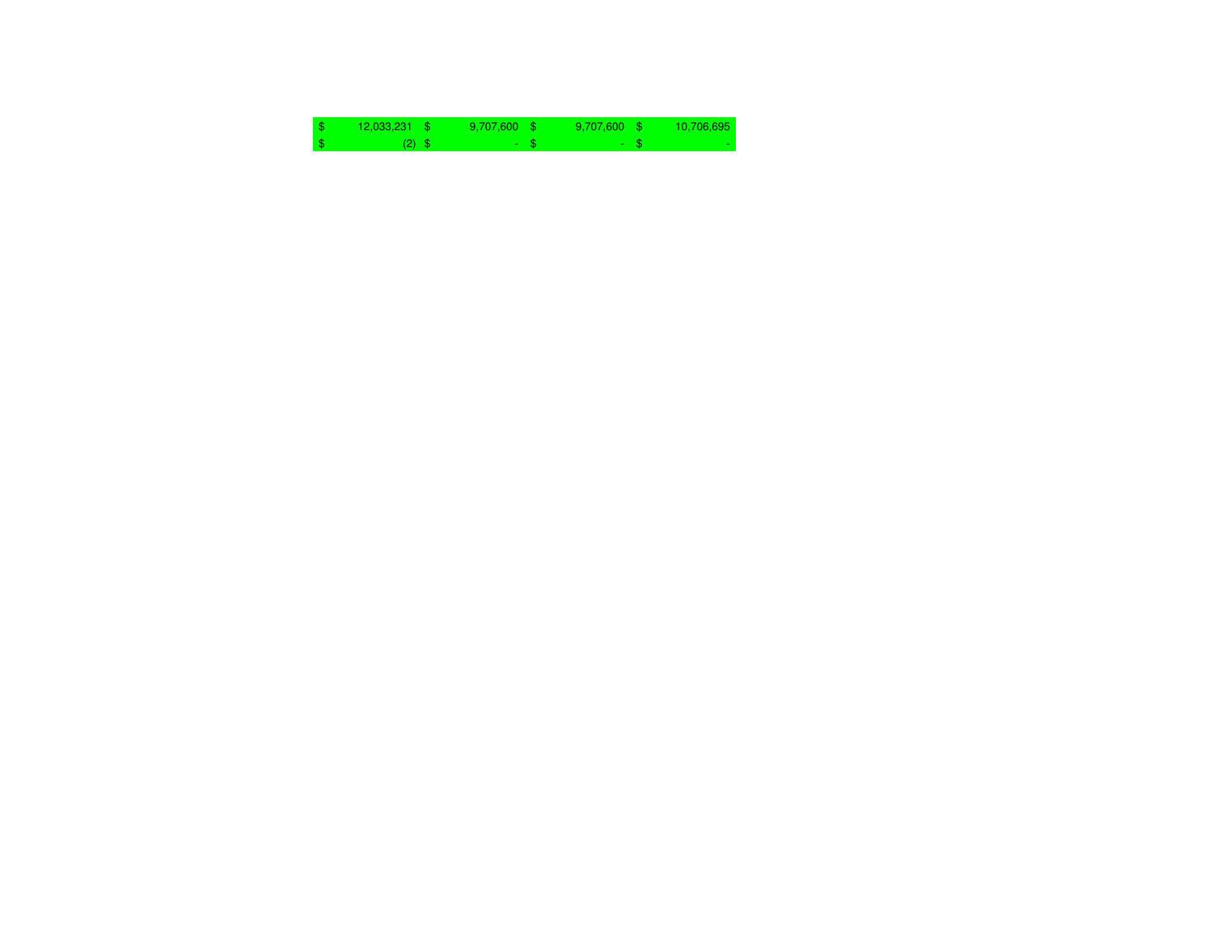| | | | |
|---|---|---|---|
| $ 12,033,231 | $ 9,707,600 | $ 9,707,600 | $ 10,706,695 |
| $ (2) | $ - | $ - | $ - |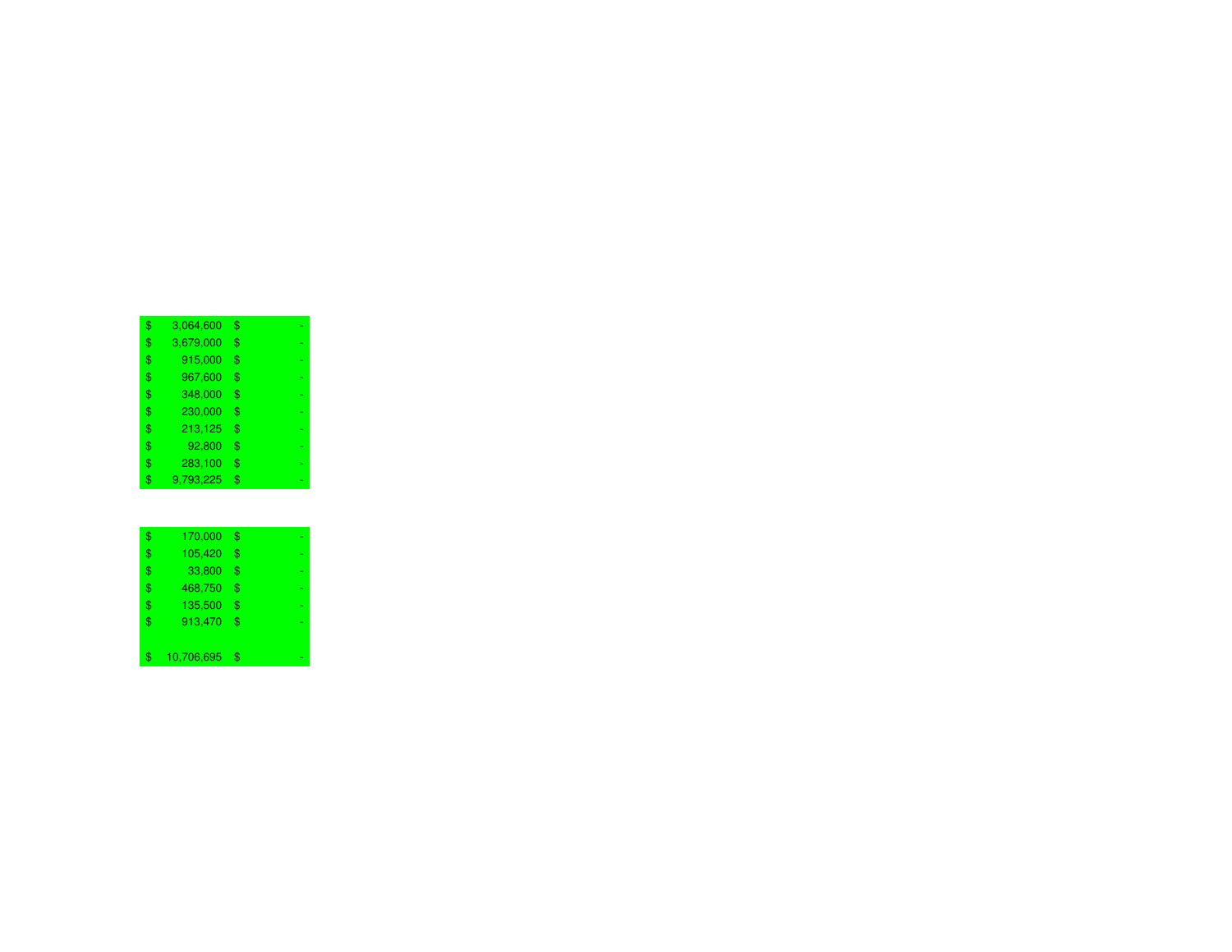| | |
|---|---|
| $ 3,064,600 | $ - |
| $ 3,679,000 | $ - |
| $ 915,000 | $ - |
| $ 967,600 | $ - |
| $ 348,000 | $ - |
| $ 230,000 | $ - |
| $ 213,125 | $ - |
| $ 92,800 | $ - |
| $ 283,100 | $ - |
| $ 9,793,225 | $ - |

| | |
|---|---|
| $ 170,000 | $ - |
| $ 105,420 | $ - |
| $ 33,800 | $ - |
| $ 468,750 | $ - |
| $ 135,500 | $ - |
| $ 913,470 | $ - |
| | |
| $ 10,706,695 | $ - |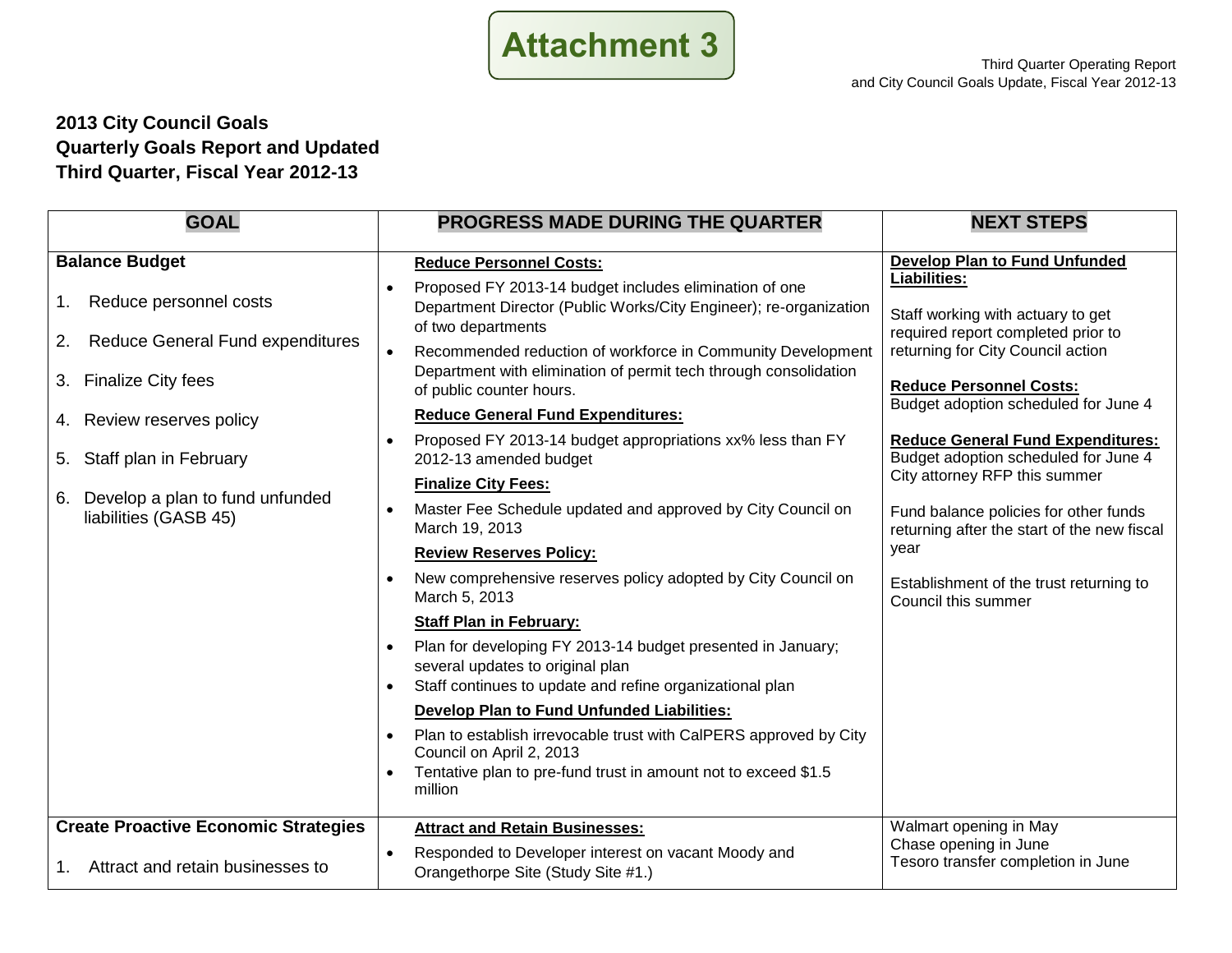**Attachment 3**

**2013 City Council Goals**
**Quarterly Goals Report and Updated**
**Third Quarter, Fiscal Year 2012-13**

| GOAL | PROGRESS MADE DURING THE QUARTER | NEXT STEPS |
| --- | --- | --- |
| **Balance Budget**<br><br>1. Reduce personnel costs<br>2. Reduce General Fund expenditures<br>3. Finalize City fees<br>4. Review reserves policy<br>5. Staff plan in February<br>6. Develop a plan to fund unfunded liabilities (GASB 45) | **Reduce Personnel Costs:**<br>• Proposed FY 2013-14 budget includes elimination of one Department Director (Public Works/City Engineer); re-organization of two departments<br>• Recommended reduction of workforce in Community Development Department with elimination of permit tech through consolidation of public counter hours.<br>**Reduce General Fund Expenditures:**<br>• Proposed FY 2013-14 budget appropriations xx% less than FY 2012-13 amended budget<br>**Finalize City Fees:**<br>• Master Fee Schedule updated and approved by City Council on March 19, 2013<br>**Review Reserves Policy:**<br>• New comprehensive reserves policy adopted by City Council on March 5, 2013<br>**Staff Plan in February:**<br>• Plan for developing FY 2013-14 budget presented in January; several updates to original plan<br>• Staff continues to update and refine organizational plan<br>**Develop Plan to Fund Unfunded Liabilities:**<br>• Plan to establish irrevocable trust with CalPERS approved by City Council on April 2, 2013<br>• Tentative plan to pre-fund trust in amount not to exceed $1.5 million | **Develop Plan to Fund Unfunded Liabilities:**<br>Staff working with actuary to get required report completed prior to returning for City Council action<br><br>**Reduce Personnel Costs:**<br>Budget adoption scheduled for June 4<br><br>**Reduce General Fund Expenditures:**<br>Budget adoption scheduled for June 4<br>City attorney RFP this summer<br><br>Fund balance policies for other funds returning after the start of the new fiscal year<br><br>Establishment of the trust returning to Council this summer |
| **Create Proactive Economic Strategies**<br><br>1. Attract and retain businesses to | **Attract and Retain Businesses:**<br>• Responded to Developer interest on vacant Moody and Orangethorpe Site (Study Site #1.) | Walmart opening in May<br>Chase opening in June<br>Tesoro transfer completion in June |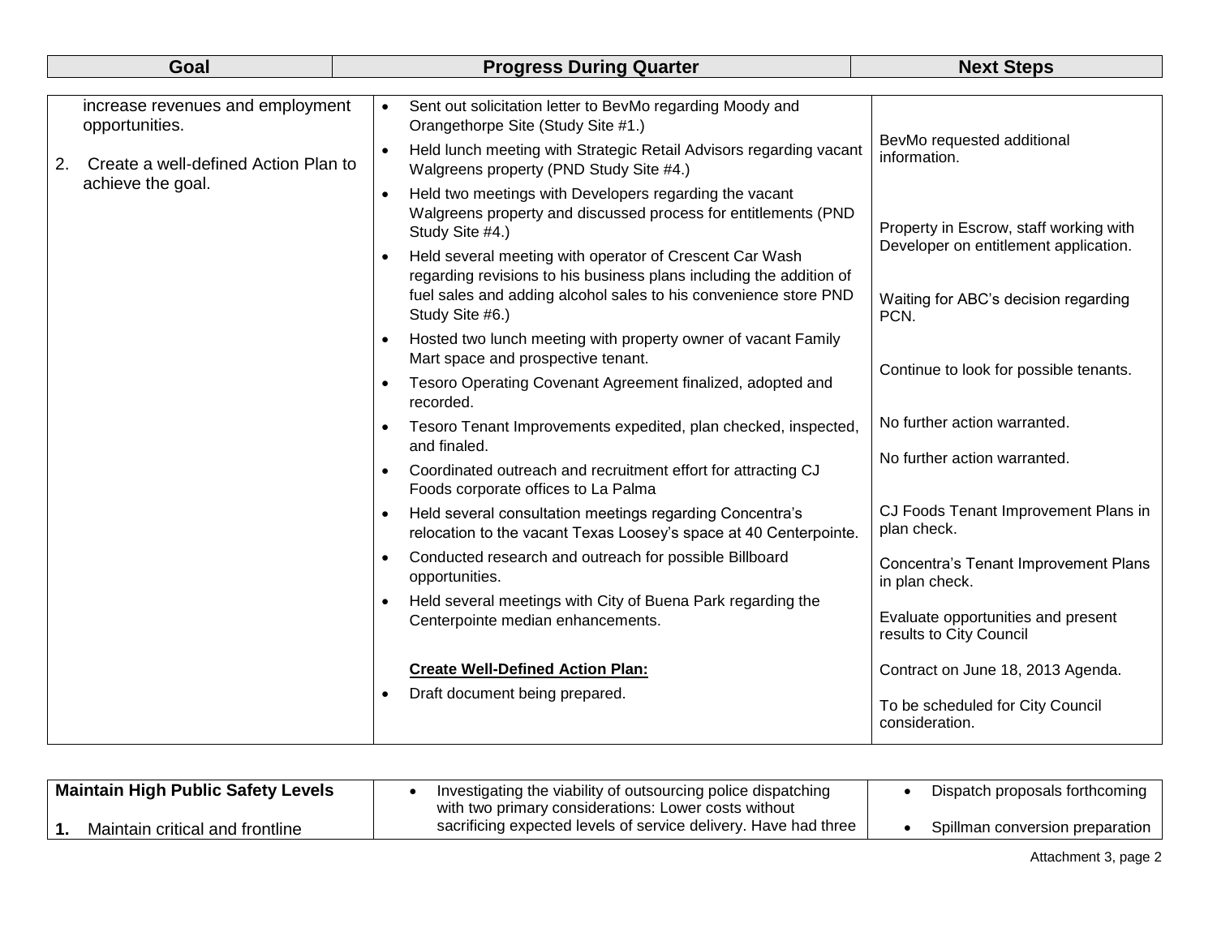| Goal | Progress During Quarter | Next Steps |
|---|---|---|
| increase revenues and employment opportunities.<br><br>2. Create a well-defined Action Plan to achieve the goal. | • Sent out solicitation letter to BevMo regarding Moody and Orangethorpe Site (Study Site #1.)<br>• Held lunch meeting with Strategic Retail Advisors regarding vacant Walgreens property (PND Study Site #4.)<br>• Held two meetings with Developers regarding the vacant Walgreens property and discussed process for entitlements (PND Study Site #4.)<br>• Held several meeting with operator of Crescent Car Wash regarding revisions to his business plans including the addition of fuel sales and adding alcohol sales to his convenience store PND Study Site #6.)<br>• Hosted two lunch meeting with property owner of vacant Family Mart space and prospective tenant.<br>• Tesoro Operating Covenant Agreement finalized, adopted and recorded.<br>• Tesoro Tenant Improvements expedited, plan checked, inspected, and finaled.<br>• Coordinated outreach and recruitment effort for attracting CJ Foods corporate offices to La Palma<br>• Held several consultation meetings regarding Concentra's relocation to the vacant Texas Loosey's space at 40 Centerpointe.<br>• Conducted research and outreach for possible Billboard opportunities.<br>• Held several meetings with City of Buena Park regarding the Centerpointe median enhancements.<br><br>**Create Well-Defined Action Plan:**<br>• Draft document being prepared. | BevMo requested additional information.<br><br>Property in Escrow, staff working with Developer on entitlement application.<br><br>Waiting for ABC's decision regarding PCN.<br><br>Continue to look for possible tenants.<br><br>No further action warranted.<br><br>No further action warranted.<br><br>CJ Foods Tenant Improvement Plans in plan check.<br><br>Concentra's Tenant Improvement Plans in plan check.<br><br>Evaluate opportunities and present results to City Council<br><br>Contract on June 18, 2013 Agenda.<br><br>To be scheduled for City Council consideration. |

| | | |
|---|---|---|
| **Maintain High Public Safety Levels**<br><br>**1.** Maintain critical and frontline | • Investigating the viability of outsourcing police dispatching with two primary considerations: Lower costs without sacrificing expected levels of service delivery. Have had three | • Dispatch proposals forthcoming<br><br>• Spillman conversion preparation |

Attachment 3, page 2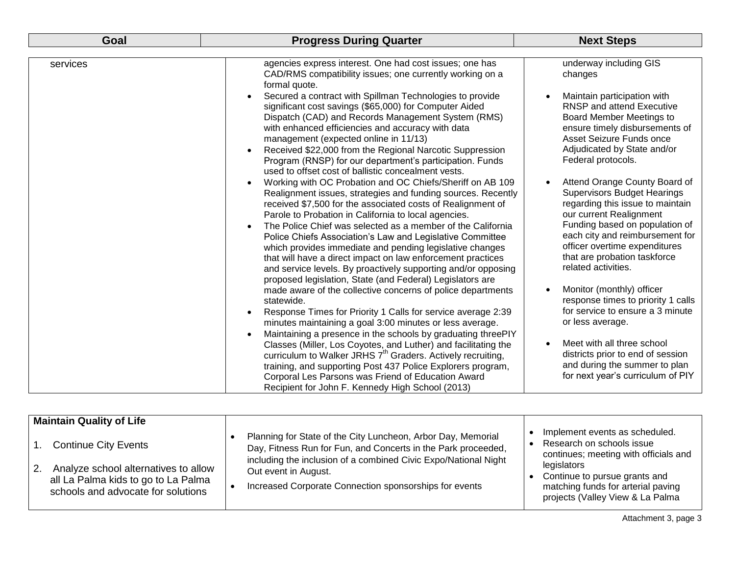| Goal | Progress During Quarter | Next Steps |
|---|---|---|
| services | agencies express interest. One had cost issues; one has CAD/RMS compatibility issues; one currently working on a formal quote.<br>• Secured a contract with Spillman Technologies to provide significant cost savings ($65,000) for Computer Aided Dispatch (CAD) and Records Management System (RMS) with enhanced efficiencies and accuracy with data management (expected online in 11/13)<br>• Received $22,000 from the Regional Narcotic Suppression Program (RNSP) for our department's participation. Funds used to offset cost of ballistic concealment vests.<br>• Working with OC Probation and OC Chiefs/Sheriff on AB 109 Realignment issues, strategies and funding sources. Recently received $7,500 for the associated costs of Realignment of Parole to Probation in California to local agencies.<br>• The Police Chief was selected as a member of the California Police Chiefs Association's Law and Legislative Committee which provides immediate and pending legislative changes that will have a direct impact on law enforcement practices and service levels. By proactively supporting and/or opposing proposed legislation, State (and Federal) Legislators are made aware of the collective concerns of police departments statewide.<br>• Response Times for Priority 1 Calls for service average 2:39 minutes maintaining a goal 3:00 minutes or less average.<br>• Maintaining a presence in the schools by graduating threePIY Classes (Miller, Los Coyotes, and Luther) and facilitating the curriculum to Walker JRHS 7th Graders. Actively recruiting, training, and supporting Post 437 Police Explorers program, Corporal Les Parsons was Friend of Education Award Recipient for John F. Kennedy High School (2013) | underway including GIS changes<br>• Maintain participation with RNSP and attend Executive Board Member Meetings to ensure timely disbursements of Asset Seizure Funds once Adjudicated by State and/or Federal protocols.<br>• Attend Orange County Board of Supervisors Budget Hearings regarding this issue to maintain our current Realignment Funding based on population of each city and reimbursement for officer overtime expenditures that are probation taskforce related activities.<br>• Monitor (monthly) officer response times to priority 1 calls for service to ensure a 3 minute or less average.<br>• Meet with all three school districts prior to end of session and during the summer to plan for next year's curriculum of PIY |
| **Maintain Quality of Life**<br>1. Continue City Events<br>2. Analyze school alternatives to allow all La Palma kids to go to La Palma schools and advocate for solutions | • Planning for State of the City Luncheon, Arbor Day, Memorial Day, Fitness Run for Fun, and Concerts in the Park proceeded, including the inclusion of a combined Civic Expo/National Night Out event in August.<br>• Increased Corporate Connection sponsorships for events | • Implement events as scheduled.<br>• Research on schools issue continues; meeting with officials and legislators<br>• Continue to pursue grants and matching funds for arterial paving projects (Valley View & La Palma |

Attachment 3, page 3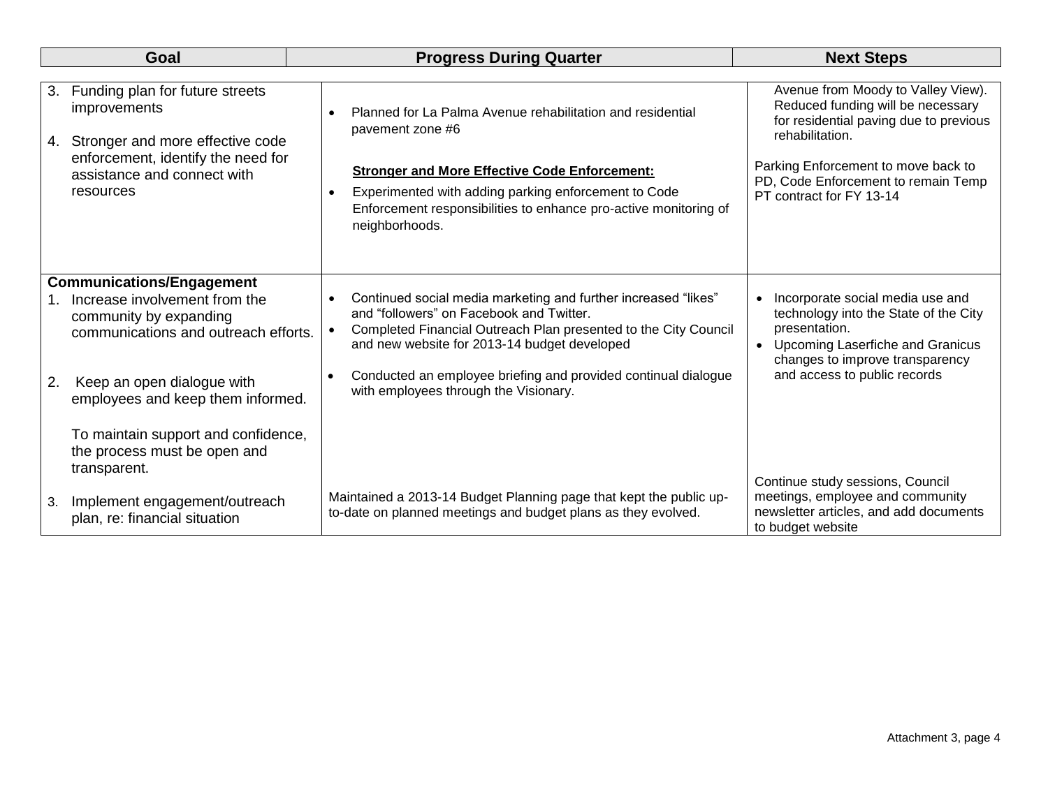| Goal | Progress During Quarter | Next Steps |
| --- | --- | --- |
| 3. Funding plan for future streets improvements<br><br>4. Stronger and more effective code enforcement, identify the need for assistance and connect with resources | • Planned for La Palma Avenue rehabilitation and residential pavement zone #6<br><br>**Stronger and More Effective Code Enforcement:**<br>• Experimented with adding parking enforcement to Code Enforcement responsibilities to enhance pro-active monitoring of neighborhoods. | Avenue from Moody to Valley View). Reduced funding will be necessary for residential paving due to previous rehabilitation.<br><br>Parking Enforcement to move back to PD, Code Enforcement to remain Temp PT contract for FY 13-14 |
| **Communications/Engagement**<br>1. Increase involvement from the community by expanding communications and outreach efforts.<br><br>2. Keep an open dialogue with employees and keep them informed.<br><br>To maintain support and confidence, the process must be open and transparent.<br><br>3. Implement engagement/outreach plan, re: financial situation | • Continued social media marketing and further increased "likes" and "followers" on Facebook and Twitter.<br>• Completed Financial Outreach Plan presented to the City Council and new website for 2013-14 budget developed<br><br>• Conducted an employee briefing and provided continual dialogue with employees through the Visionary.<br><br>Maintained a 2013-14 Budget Planning page that kept the public up-to-date on planned meetings and budget plans as they evolved. | • Incorporate social media use and technology into the State of the City presentation.<br>• Upcoming Laserfiche and Granicus changes to improve transparency and access to public records<br><br>Continue study sessions, Council meetings, employee and community newsletter articles, and add documents to budget website |

Attachment 3, page 4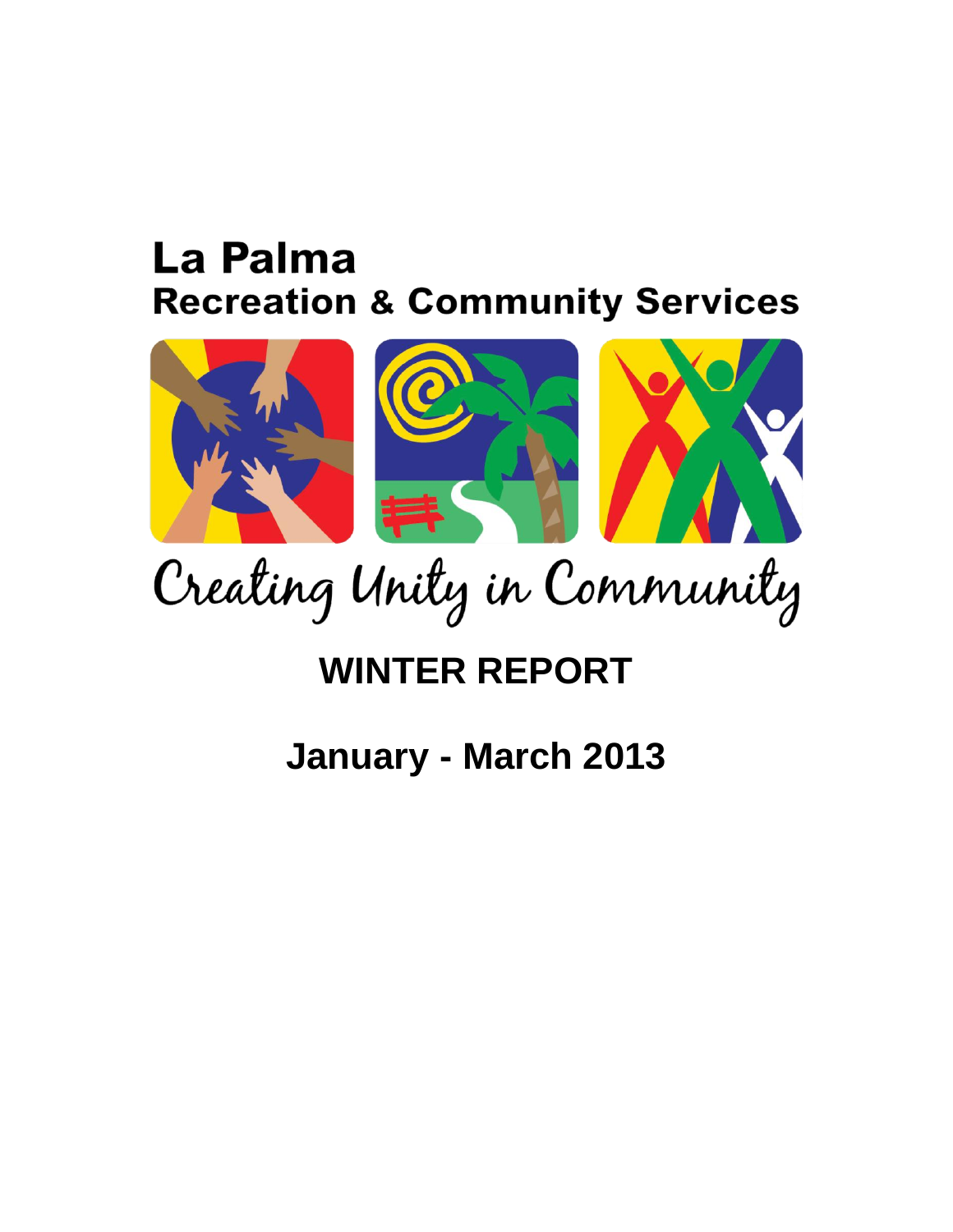# La Palma
## Recreation & Community Services

Creating Unity in Community

# WINTER REPORT

## January - March 2013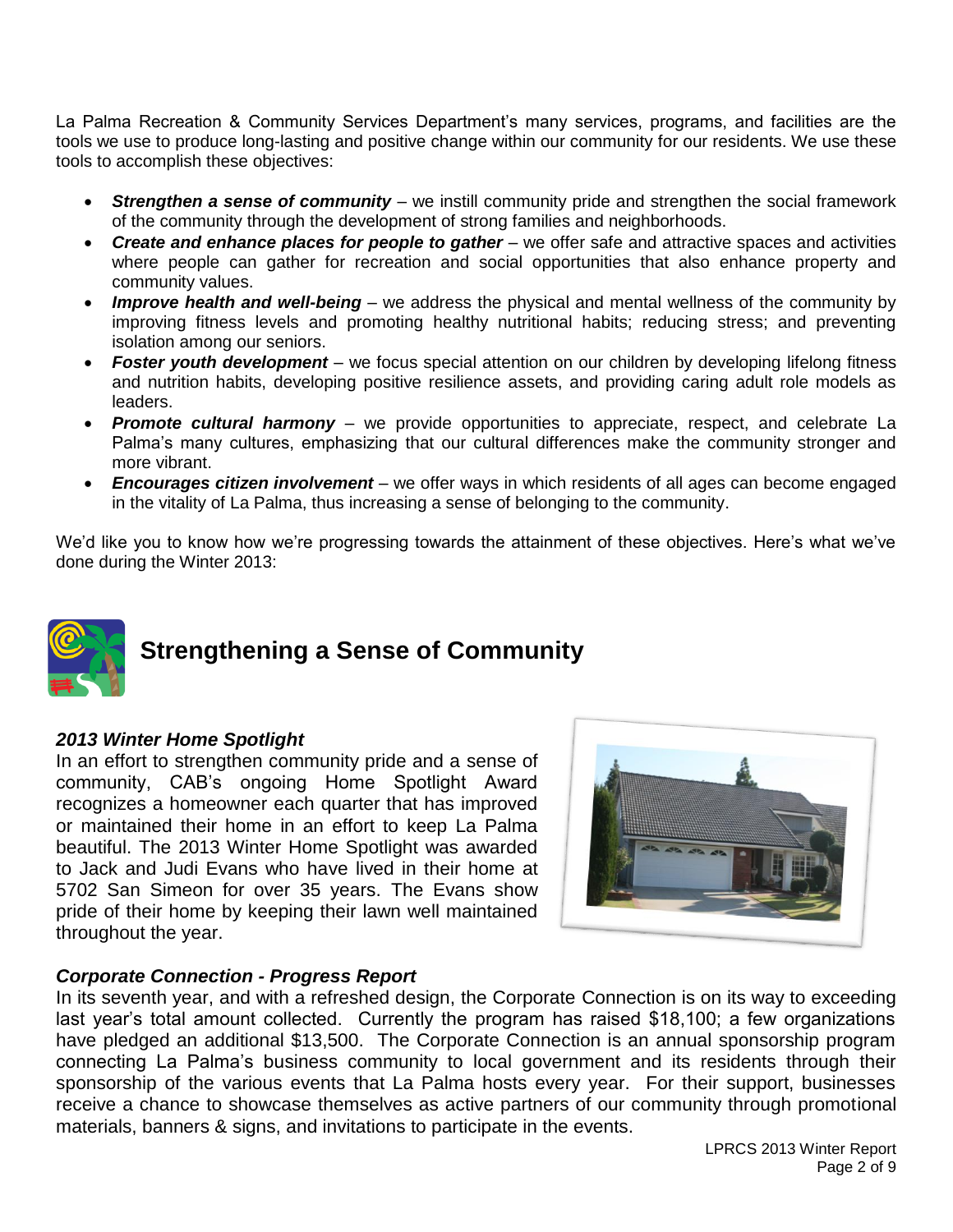La Palma Recreation & Community Services Department's many services, programs, and facilities are the tools we use to produce long-lasting and positive change within our community for our residents. We use these tools to accomplish these objectives:

- ***Strengthen a sense of community*** – we instill community pride and strengthen the social framework of the community through the development of strong families and neighborhoods.
- ***Create and enhance places for people to gather*** – we offer safe and attractive spaces and activities where people can gather for recreation and social opportunities that also enhance property and community values.
- ***Improve health and well-being*** – we address the physical and mental wellness of the community by improving fitness levels and promoting healthy nutritional habits; reducing stress; and preventing isolation among our seniors.
- ***Foster youth development*** – we focus special attention on our children by developing lifelong fitness and nutrition habits, developing positive resilience assets, and providing caring adult role models as leaders.
- ***Promote cultural harmony*** – we provide opportunities to appreciate, respect, and celebrate La Palma's many cultures, emphasizing that our cultural differences make the community stronger and more vibrant.
- ***Encourages citizen involvement*** – we offer ways in which residents of all ages can become engaged in the vitality of La Palma, thus increasing a sense of belonging to the community.

We'd like you to know how we're progressing towards the attainment of these objectives. Here's what we've done during the Winter 2013:

## Strengthening a Sense of Community

### *2013 Winter Home Spotlight*

In an effort to strengthen community pride and a sense of community, CAB's ongoing Home Spotlight Award recognizes a homeowner each quarter that has improved or maintained their home in an effort to keep La Palma beautiful. The 2013 Winter Home Spotlight was awarded to Jack and Judi Evans who have lived in their home at 5702 San Simeon for over 35 years. The Evans show pride of their home by keeping their lawn well maintained throughout the year.

### *Corporate Connection - Progress Report*

In its seventh year, and with a refreshed design, the Corporate Connection is on its way to exceeding last year's total amount collected. Currently the program has raised $18,100; a few organizations have pledged an additional $13,500. The Corporate Connection is an annual sponsorship program connecting La Palma's business community to local government and its residents through their sponsorship of the various events that La Palma hosts every year. For their support, businesses receive a chance to showcase themselves as active partners of our community through promotional materials, banners & signs, and invitations to participate in the events.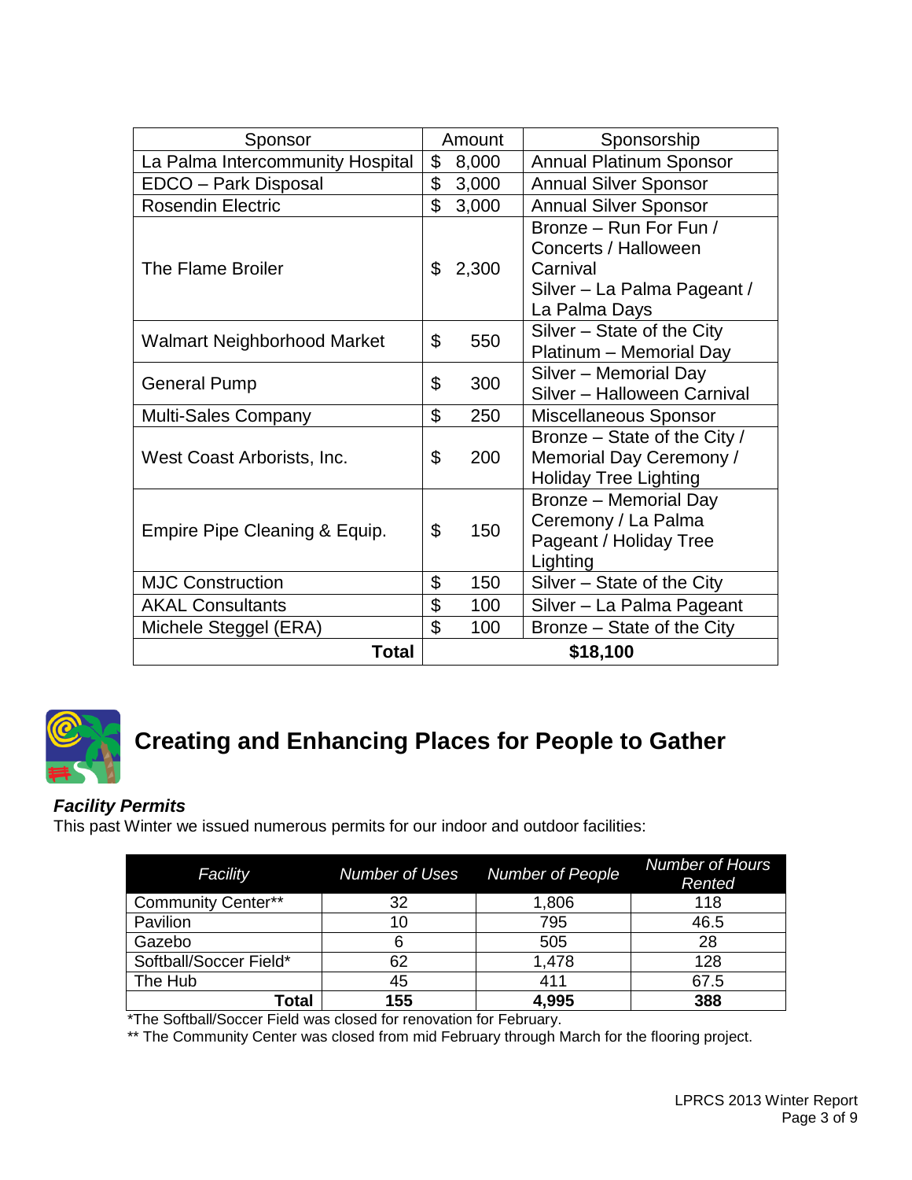| Sponsor | Amount | Sponsorship |
|---|---|---|
| La Palma Intercommunity Hospital | $ 8,000 | Annual Platinum Sponsor |
| EDCO – Park Disposal | $ 3,000 | Annual Silver Sponsor |
| Rosendin Electric | $ 3,000 | Annual Silver Sponsor |
| The Flame Broiler | $ 2,300 | Bronze – Run For Fun / Concerts / Halloween Carnival Silver – La Palma Pageant / La Palma Days |
| Walmart Neighborhood Market | $ 550 | Silver – State of the City Platinum – Memorial Day |
| General Pump | $ 300 | Silver – Memorial Day Silver – Halloween Carnival |
| Multi-Sales Company | $ 250 | Miscellaneous Sponsor |
| West Coast Arborists, Inc. | $ 200 | Bronze – State of the City / Memorial Day Ceremony / Holiday Tree Lighting |
| Empire Pipe Cleaning & Equip. | $ 150 | Bronze – Memorial Day Ceremony / La Palma Pageant / Holiday Tree Lighting |
| MJC Construction | $ 150 | Silver – State of the City |
| AKAL Consultants | $ 100 | Silver – La Palma Pageant |
| Michele Steggel (ERA) | $ 100 | Bronze – State of the City |
| **Total** | **$18,100** | |

# Creating and Enhancing Places for People to Gather

### *Facility Permits*

This past Winter we issued numerous permits for our indoor and outdoor facilities:

| *Facility* | *Number of Uses* | *Number of People* | *Number of Hours Rented* |
|---|---|---|---|
| Community Center** | 32 | 1,806 | 118 |
| Pavilion | 10 | 795 | 46.5 |
| Gazebo | 6 | 505 | 28 |
| Softball/Soccer Field* | 62 | 1,478 | 128 |
| The Hub | 45 | 411 | 67.5 |
| **Total** | **155** | **4,995** | **388** |

*The Softball/Soccer Field was closed for renovation for February.

** The Community Center was closed from mid February through March for the flooring project.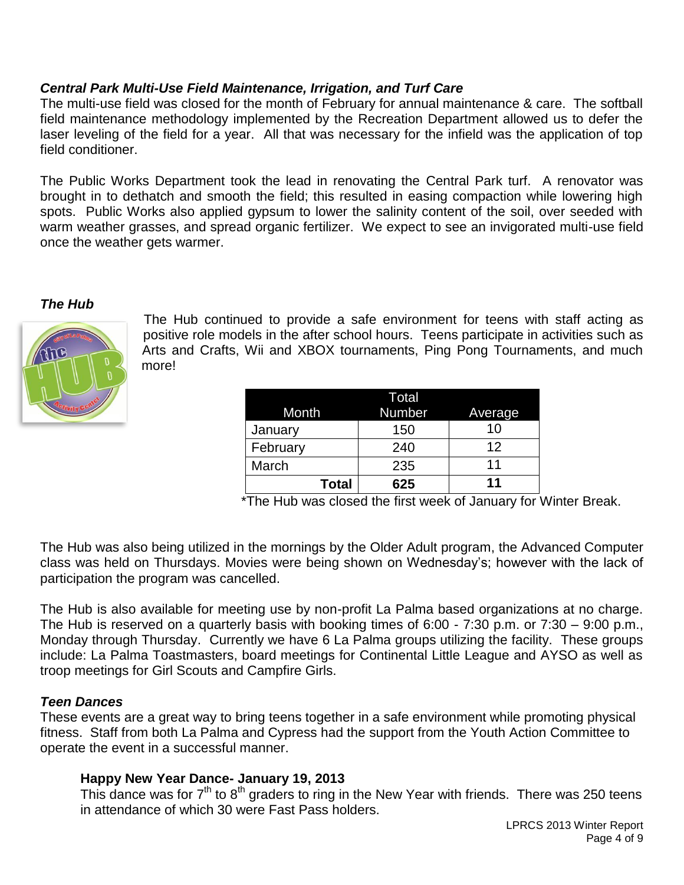### *Central Park Multi-Use Field Maintenance, Irrigation, and Turf Care*

The multi-use field was closed for the month of February for annual maintenance & care. The softball field maintenance methodology implemented by the Recreation Department allowed us to defer the laser leveling of the field for a year. All that was necessary for the infield was the application of top field conditioner.

The Public Works Department took the lead in renovating the Central Park turf. A renovator was brought in to dethatch and smooth the field; this resulted in easing compaction while lowering high spots. Public Works also applied gypsum to lower the salinity content of the soil, over seeded with warm weather grasses, and spread organic fertilizer. We expect to see an invigorated multi-use field once the weather gets warmer.

### *The Hub*

The Hub continued to provide a safe environment for teens with staff acting as positive role models in the after school hours. Teens participate in activities such as Arts and Crafts, Wii and XBOX tournaments, Ping Pong Tournaments, and much more!

| Month | Total Number | Average |
|---|---|---|
| January | 150 | 10 |
| February | 240 | 12 |
| March | 235 | 11 |
| **Total** | **625** | **11** |

*The Hub was closed the first week of January for Winter Break.

The Hub was also being utilized in the mornings by the Older Adult program, the Advanced Computer class was held on Thursdays. Movies were being shown on Wednesday's; however with the lack of participation the program was cancelled.

The Hub is also available for meeting use by non-profit La Palma based organizations at no charge. The Hub is reserved on a quarterly basis with booking times of 6:00 - 7:30 p.m. or 7:30 – 9:00 p.m., Monday through Thursday. Currently we have 6 La Palma groups utilizing the facility. These groups include: La Palma Toastmasters, board meetings for Continental Little League and AYSO as well as troop meetings for Girl Scouts and Campfire Girls.

### *Teen Dances*

These events are a great way to bring teens together in a safe environment while promoting physical fitness. Staff from both La Palma and Cypress had the support from the Youth Action Committee to operate the event in a successful manner.

#### **Happy New Year Dance- January 19, 2013**

This dance was for 7th to 8th graders to ring in the New Year with friends. There was 250 teens in attendance of which 30 were Fast Pass holders.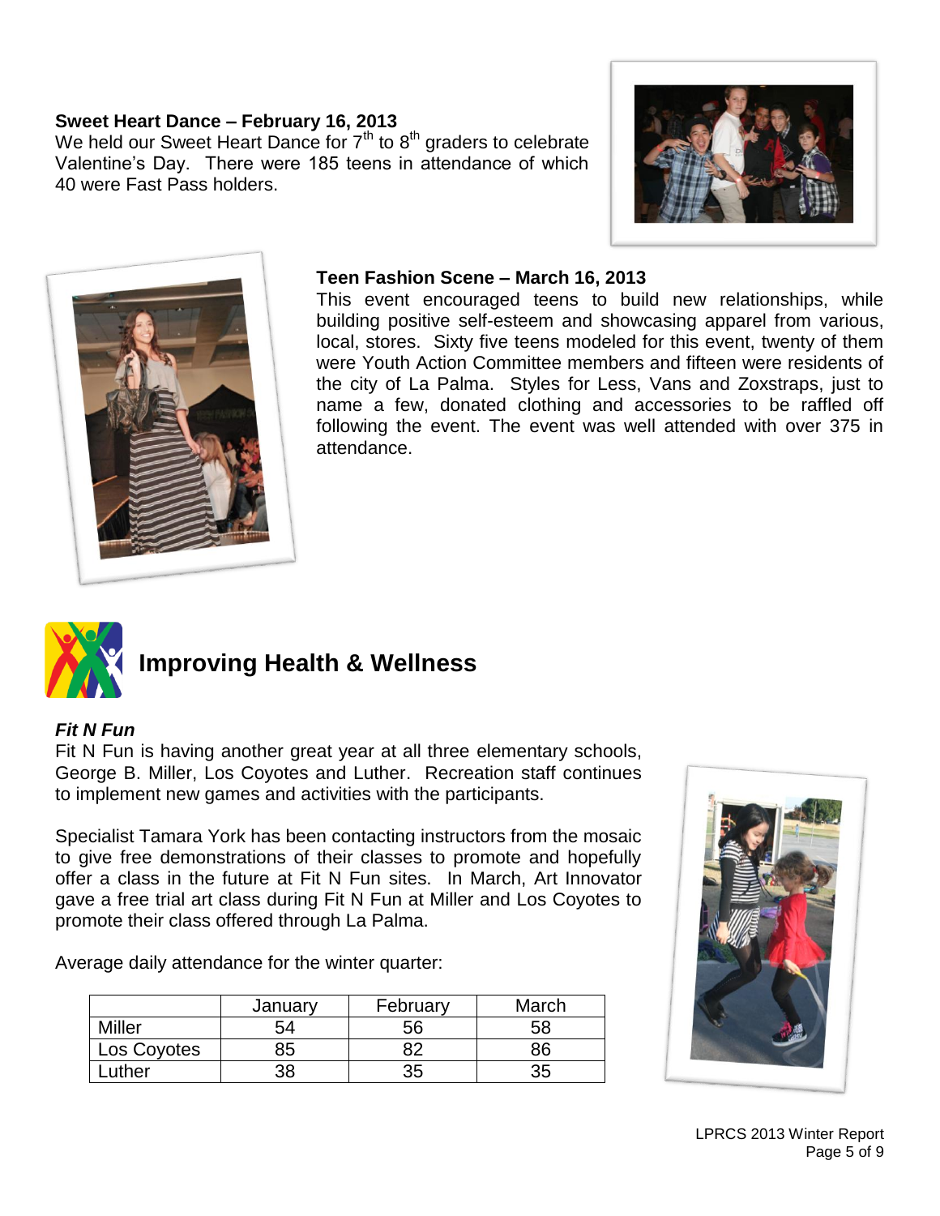**Sweet Heart Dance – February 16, 2013**

We held our Sweet Heart Dance for $7^{th}$ to $8^{th}$ graders to celebrate Valentine's Day. There were 185 teens in attendance of which 40 were Fast Pass holders.

**Teen Fashion Scene – March 16, 2013**

This event encouraged teens to build new relationships, while building positive self-esteem and showcasing apparel from various, local, stores. Sixty five teens modeled for this event, twenty of them were Youth Action Committee members and fifteen were residents of the city of La Palma. Styles for Less, Vans and Zoxstraps, just to name a few, donated clothing and accessories to be raffled off following the event. The event was well attended with over 375 in attendance.

## Improving Health & Wellness

***Fit N Fun***

Fit N Fun is having another great year at all three elementary schools, George B. Miller, Los Coyotes and Luther. Recreation staff continues to implement new games and activities with the participants.

Specialist Tamara York has been contacting instructors from the mosaic to give free demonstrations of their classes to promote and hopefully offer a class in the future at Fit N Fun sites. In March, Art Innovator gave a free trial art class during Fit N Fun at Miller and Los Coyotes to promote their class offered through La Palma.

Average daily attendance for the winter quarter:

| | January | February | March |
|---|---|---|---|
| Miller | 54 | 56 | 58 |
| Los Coyotes | 85 | 82 | 86 |
| Luther | 38 | 35 | 35 |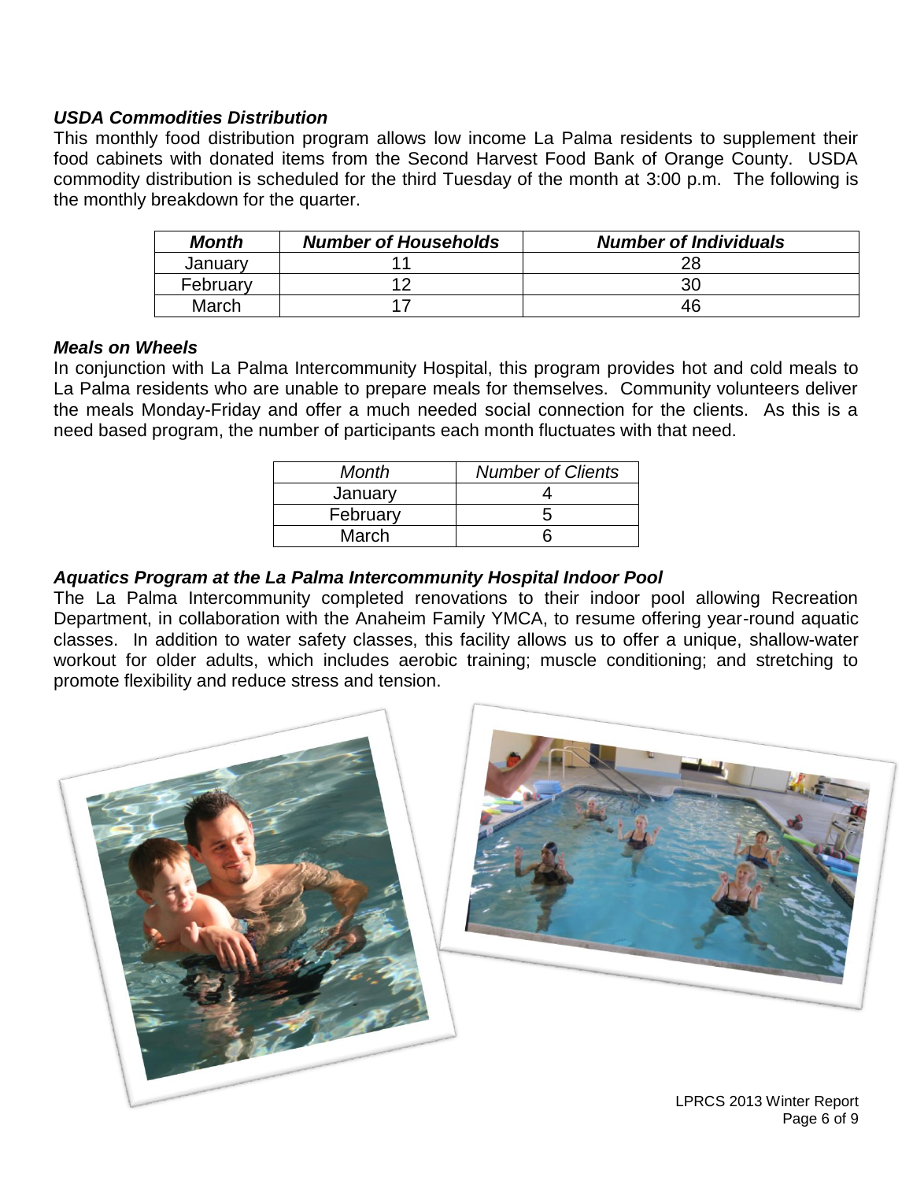### *USDA Commodities Distribution*

This monthly food distribution program allows low income La Palma residents to supplement their food cabinets with donated items from the Second Harvest Food Bank of Orange County. USDA commodity distribution is scheduled for the third Tuesday of the month at 3:00 p.m. The following is the monthly breakdown for the quarter.

| ***Month*** | ***Number of Households*** | ***Number of Individuals*** |
|---|---|---|
| January | 11 | 28 |
| February | 12 | 30 |
| March | 17 | 46 |

### *Meals on Wheels*

In conjunction with La Palma Intercommunity Hospital, this program provides hot and cold meals to La Palma residents who are unable to prepare meals for themselves. Community volunteers deliver the meals Monday-Friday and offer a much needed social connection for the clients. As this is a need based program, the number of participants each month fluctuates with that need.

| *Month* | *Number of Clients* |
|---|---|
| January | 4 |
| February | 5 |
| March | 6 |

### *Aquatics Program at the La Palma Intercommunity Hospital Indoor Pool*

The La Palma Intercommunity completed renovations to their indoor pool allowing Recreation Department, in collaboration with the Anaheim Family YMCA, to resume offering year-round aquatic classes. In addition to water safety classes, this facility allows us to offer a unique, shallow-water workout for older adults, which includes aerobic training; muscle conditioning; and stretching to promote flexibility and reduce stress and tension.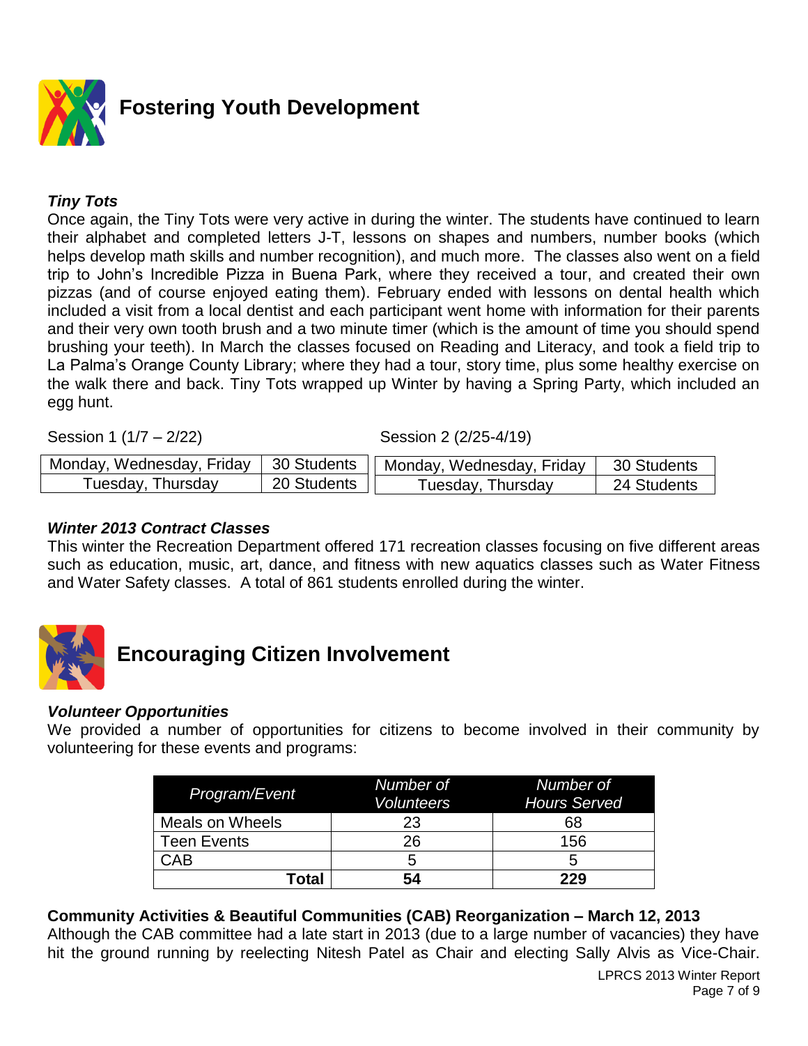## Fostering Youth Development

***Tiny Tots***

Once again, the Tiny Tots were very active in during the winter. The students have continued to learn their alphabet and completed letters J-T, lessons on shapes and numbers, number books (which helps develop math skills and number recognition), and much more. The classes also went on a field trip to John's Incredible Pizza in Buena Park, where they received a tour, and created their own pizzas (and of course enjoyed eating them). February ended with lessons on dental health which included a visit from a local dentist and each participant went home with information for their parents and their very own tooth brush and a two minute timer (which is the amount of time you should spend brushing your teeth). In March the classes focused on Reading and Literacy, and took a field trip to La Palma's Orange County Library; where they had a tour, story time, plus some healthy exercise on the walk there and back. Tiny Tots wrapped up Winter by having a Spring Party, which included an egg hunt.

Session 1 (1/7 – 2/22)

| Monday, Wednesday, Friday | 30 Students |
|---|---|
| Tuesday, Thursday | 20 Students |

Session 2 (2/25-4/19)

| Monday, Wednesday, Friday | 30 Students |
|---|---|
| Tuesday, Thursday | 24 Students |

***Winter 2013 Contract Classes***

This winter the Recreation Department offered 171 recreation classes focusing on five different areas such as education, music, art, dance, and fitness with new aquatics classes such as Water Fitness and Water Safety classes. A total of 861 students enrolled during the winter.

## Encouraging Citizen Involvement

***Volunteer Opportunities***

We provided a number of opportunities for citizens to become involved in their community by volunteering for these events and programs:

| *Program/Event* | *Number of Volunteers* | *Number of Hours Served* |
|---|---|---|
| Meals on Wheels | 23 | 68 |
| Teen Events | 26 | 156 |
| CAB | 5 | 5 |
| **Total** | **54** | **229** |

**Community Activities & Beautiful Communities (CAB) Reorganization – March 12, 2013**

Although the CAB committee had a late start in 2013 (due to a large number of vacancies) they have hit the ground running by reelecting Nitesh Patel as Chair and electing Sally Alvis as Vice-Chair.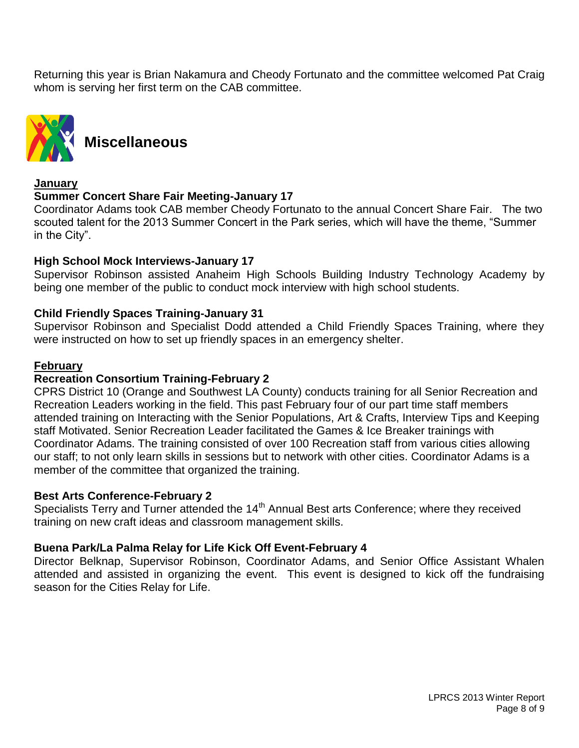Returning this year is Brian Nakamura and Cheody Fortunato and the committee welcomed Pat Craig whom is serving her first term on the CAB committee.

## Miscellaneous

**January**

**Summer Concert Share Fair Meeting-January 17**

Coordinator Adams took CAB member Cheody Fortunato to the annual Concert Share Fair. The two scouted talent for the 2013 Summer Concert in the Park series, which will have the theme, "Summer in the City".

**High School Mock Interviews-January 17**

Supervisor Robinson assisted Anaheim High Schools Building Industry Technology Academy by being one member of the public to conduct mock interview with high school students.

**Child Friendly Spaces Training-January 31**

Supervisor Robinson and Specialist Dodd attended a Child Friendly Spaces Training, where they were instructed on how to set up friendly spaces in an emergency shelter.

**February**

**Recreation Consortium Training-February 2**

CPRS District 10 (Orange and Southwest LA County) conducts training for all Senior Recreation and Recreation Leaders working in the field. This past February four of our part time staff members attended training on Interacting with the Senior Populations, Art & Crafts, Interview Tips and Keeping staff Motivated. Senior Recreation Leader facilitated the Games & Ice Breaker trainings with Coordinator Adams. The training consisted of over 100 Recreation staff from various cities allowing our staff; to not only learn skills in sessions but to network with other cities. Coordinator Adams is a member of the committee that organized the training.

**Best Arts Conference-February 2**

Specialists Terry and Turner attended the 14th Annual Best arts Conference; where they received training on new craft ideas and classroom management skills.

**Buena Park/La Palma Relay for Life Kick Off Event-February 4**

Director Belknap, Supervisor Robinson, Coordinator Adams, and Senior Office Assistant Whalen attended and assisted in organizing the event. This event is designed to kick off the fundraising season for the Cities Relay for Life.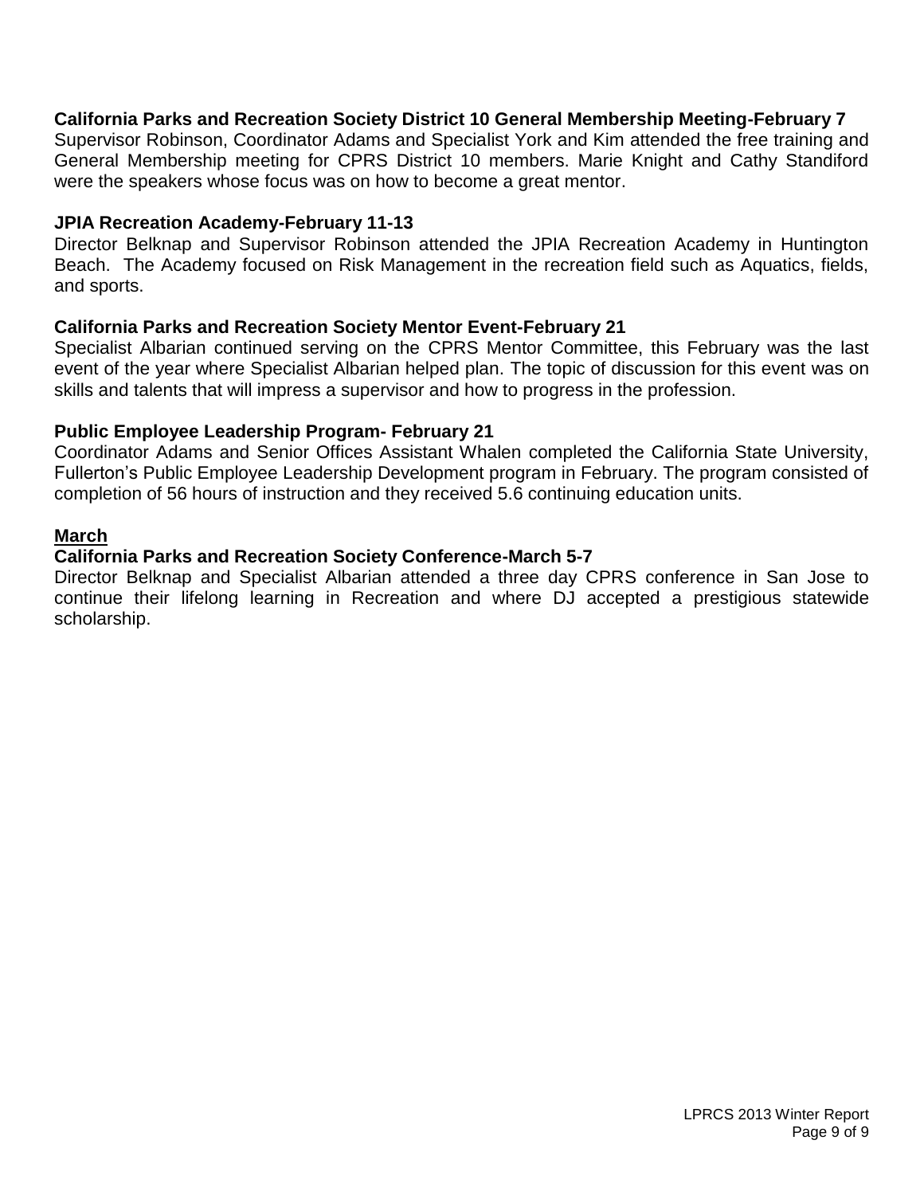**California Parks and Recreation Society District 10 General Membership Meeting-February 7**

Supervisor Robinson, Coordinator Adams and Specialist York and Kim attended the free training and General Membership meeting for CPRS District 10 members. Marie Knight and Cathy Standiford were the speakers whose focus was on how to become a great mentor.

**JPIA Recreation Academy-February 11-13**

Director Belknap and Supervisor Robinson attended the JPIA Recreation Academy in Huntington Beach. The Academy focused on Risk Management in the recreation field such as Aquatics, fields, and sports.

**California Parks and Recreation Society Mentor Event-February 21**

Specialist Albarian continued serving on the CPRS Mentor Committee, this February was the last event of the year where Specialist Albarian helped plan. The topic of discussion for this event was on skills and talents that will impress a supervisor and how to progress in the profession.

**Public Employee Leadership Program- February 21**

Coordinator Adams and Senior Offices Assistant Whalen completed the California State University, Fullerton's Public Employee Leadership Development program in February. The program consisted of completion of 56 hours of instruction and they received 5.6 continuing education units.

**<u>March</u>**

**California Parks and Recreation Society Conference-March 5-7**

Director Belknap and Specialist Albarian attended a three day CPRS conference in San Jose to continue their lifelong learning in Recreation and where DJ accepted a prestigious statewide scholarship.